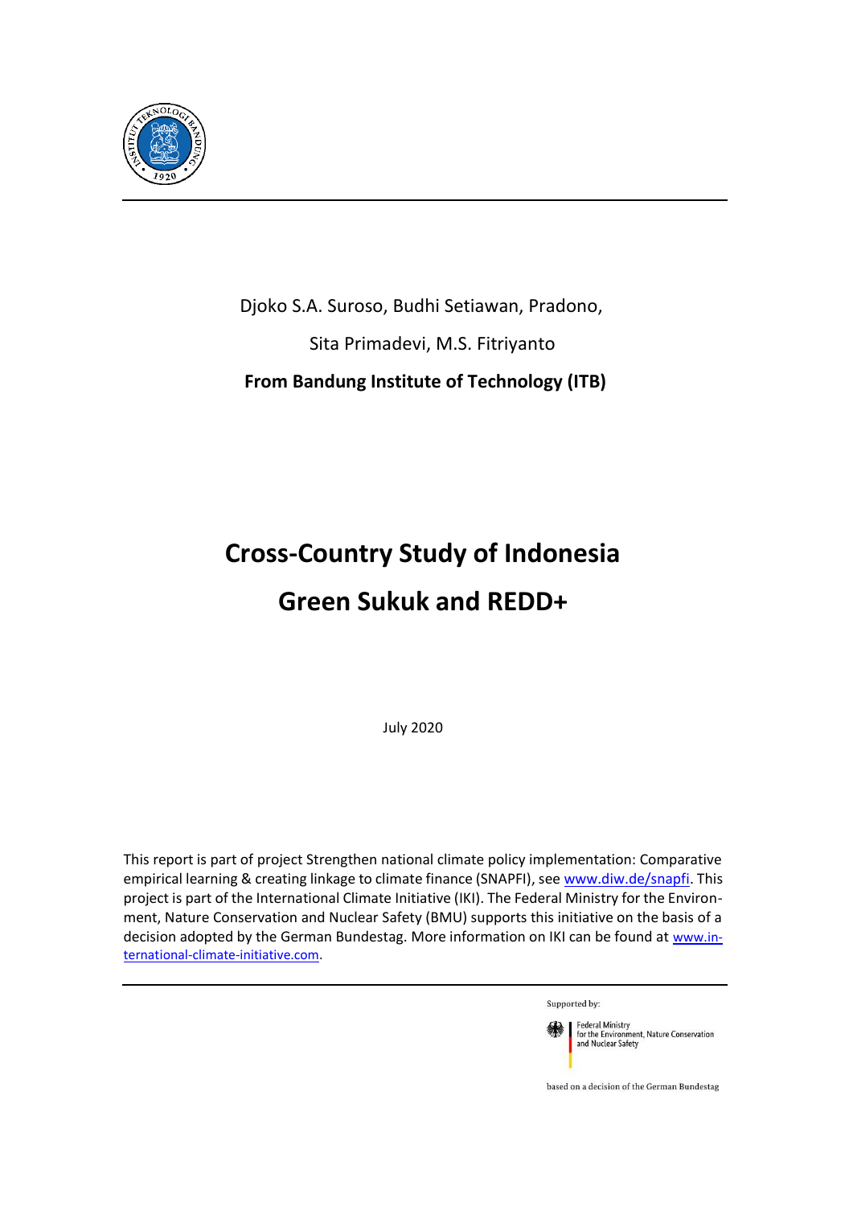Djoko S.A. Suroso, Budhi Setiawan, Pradono,

Sita Primadevi, M.S. Fitriyanto

**From Bandung Institute of Technology (ITB)**

# Cross-Country Study of Indonesia Green Sukuk and REDD+

July 2020

This report is part of project Strengthen national climate policy implementation: Comparative empirical learning & creating linkage to climate finance (SNAPFI), see www.diw.de/snapfi. This project is part of the International Climate Initiative (IKI). The Federal Ministry for the Environment, Nature Conservation and Nuclear Safety (BMU) supports this initiative on the basis of a decision adopted by the German Bundestag. More information on IKI can be found at www.international-climate-initiative.com.

Supported by:

Federal Ministry for the Environment, Nature Conservation and Nuclear Safety

based on a decision of the German Bundestag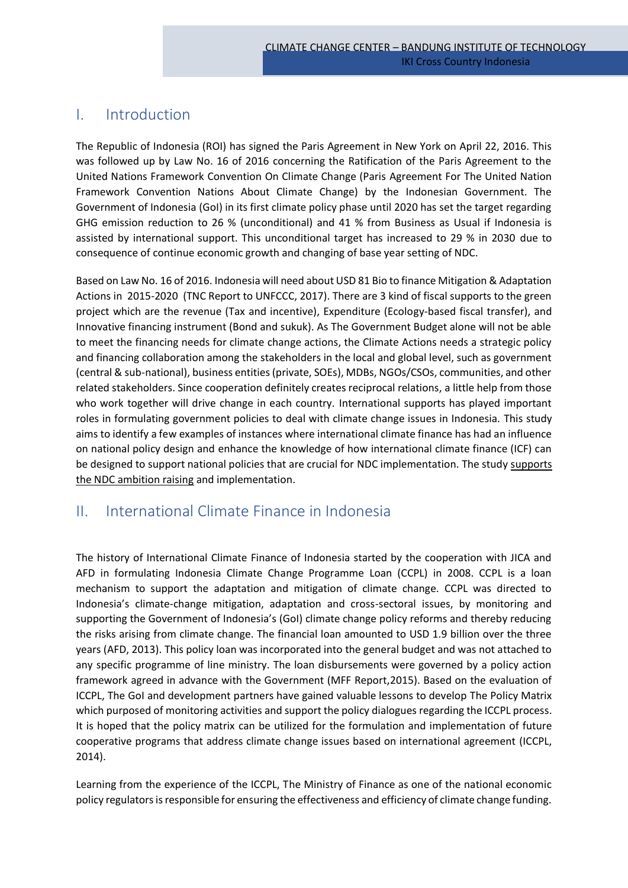# I. Introduction

The Republic of Indonesia (ROI) has signed the Paris Agreement in New York on April 22, 2016. This was followed up by Law No. 16 of 2016 concerning the Ratification of the Paris Agreement to the United Nations Framework Convention On Climate Change (Paris Agreement For The United Nation Framework Convention Nations About Climate Change) by the Indonesian Government. The Government of Indonesia (GoI) in its first climate policy phase until 2020 has set the target regarding GHG emission reduction to 26 % (unconditional) and 41 % from Business as Usual if Indonesia is assisted by international support. This unconditional target has increased to 29 % in 2030 due to consequence of continue economic growth and changing of base year setting of NDC.

Based on Law No. 16 of 2016. Indonesia will need about USD 81 Bio to finance Mitigation & Adaptation Actions in 2015-2020 (TNC Report to UNFCCC, 2017). There are 3 kind of fiscal supports to the green project which are the revenue (Tax and incentive), Expenditure (Ecology-based fiscal transfer), and Innovative financing instrument (Bond and sukuk). As The Government Budget alone will not be able to meet the financing needs for climate change actions, the Climate Actions needs a strategic policy and financing collaboration among the stakeholders in the local and global level, such as government (central & sub-national), business entities (private, SOEs), MDBs, NGOs/CSOs, communities, and other related stakeholders. Since cooperation definitely creates reciprocal relations, a little help from those who work together will drive change in each country. International supports has played important roles in formulating government policies to deal with climate change issues in Indonesia. This study aims to identify a few examples of instances where international climate finance has had an influence on national policy design and enhance the knowledge of how international climate finance (ICF) can be designed to support national policies that are crucial for NDC implementation. The study supports the NDC ambition raising and implementation.

# II. International Climate Finance in Indonesia

The history of International Climate Finance of Indonesia started by the cooperation with JICA and AFD in formulating Indonesia Climate Change Programme Loan (CCPL) in 2008. CCPL is a loan mechanism to support the adaptation and mitigation of climate change. CCPL was directed to Indonesia's climate-change mitigation, adaptation and cross-sectoral issues, by monitoring and supporting the Government of Indonesia's (GoI) climate change policy reforms and thereby reducing the risks arising from climate change. The financial loan amounted to USD 1.9 billion over the three years (AFD, 2013). This policy loan was incorporated into the general budget and was not attached to any specific programme of line ministry. The loan disbursements were governed by a policy action framework agreed in advance with the Government (MFF Report,2015). Based on the evaluation of ICCPL, The GoI and development partners have gained valuable lessons to develop The Policy Matrix which purposed of monitoring activities and support the policy dialogues regarding the ICCPL process. It is hoped that the policy matrix can be utilized for the formulation and implementation of future cooperative programs that address climate change issues based on international agreement (ICCPL, 2014).

Learning from the experience of the ICCPL, The Ministry of Finance as one of the national economic policy regulators is responsible for ensuring the effectiveness and efficiency of climate change funding.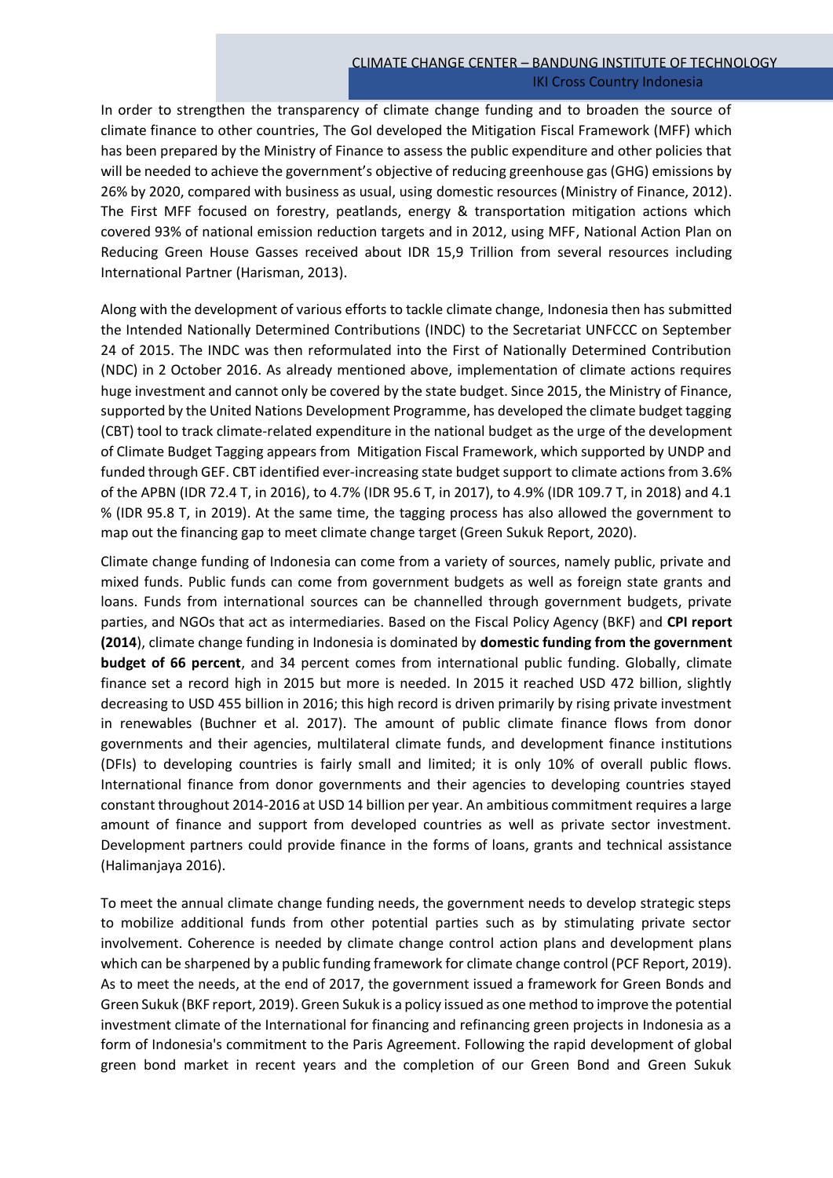In order to strengthen the transparency of climate change funding and to broaden the source of climate finance to other countries, The GoI developed the Mitigation Fiscal Framework (MFF) which has been prepared by the Ministry of Finance to assess the public expenditure and other policies that will be needed to achieve the government's objective of reducing greenhouse gas (GHG) emissions by 26% by 2020, compared with business as usual, using domestic resources (Ministry of Finance, 2012). The First MFF focused on forestry, peatlands, energy & transportation mitigation actions which covered 93% of national emission reduction targets and in 2012, using MFF, National Action Plan on Reducing Green House Gasses received about IDR 15,9 Trillion from several resources including International Partner (Harisman, 2013).

Along with the development of various efforts to tackle climate change, Indonesia then has submitted the Intended Nationally Determined Contributions (INDC) to the Secretariat UNFCCC on September 24 of 2015. The INDC was then reformulated into the First of Nationally Determined Contribution (NDC) in 2 October 2016. As already mentioned above, implementation of climate actions requires huge investment and cannot only be covered by the state budget. Since 2015, the Ministry of Finance, supported by the United Nations Development Programme, has developed the climate budget tagging (CBT) tool to track climate-related expenditure in the national budget as the urge of the development of Climate Budget Tagging appears from Mitigation Fiscal Framework, which supported by UNDP and funded through GEF. CBT identified ever-increasing state budget support to climate actions from 3.6% of the APBN (IDR 72.4 T, in 2016), to 4.7% (IDR 95.6 T, in 2017), to 4.9% (IDR 109.7 T, in 2018) and 4.1 % (IDR 95.8 T, in 2019). At the same time, the tagging process has also allowed the government to map out the financing gap to meet climate change target (Green Sukuk Report, 2020).

Climate change funding of Indonesia can come from a variety of sources, namely public, private and mixed funds. Public funds can come from government budgets as well as foreign state grants and loans. Funds from international sources can be channelled through government budgets, private parties, and NGOs that act as intermediaries. Based on the Fiscal Policy Agency (BKF) and **CPI report (2014**), climate change funding in Indonesia is dominated by **domestic funding from the government budget of 66 percent**, and 34 percent comes from international public funding. Globally, climate finance set a record high in 2015 but more is needed. In 2015 it reached USD 472 billion, slightly decreasing to USD 455 billion in 2016; this high record is driven primarily by rising private investment in renewables (Buchner et al. 2017). The amount of public climate finance flows from donor governments and their agencies, multilateral climate funds, and development finance institutions (DFIs) to developing countries is fairly small and limited; it is only 10% of overall public flows. International finance from donor governments and their agencies to developing countries stayed constant throughout 2014-2016 at USD 14 billion per year. An ambitious commitment requires a large amount of finance and support from developed countries as well as private sector investment. Development partners could provide finance in the forms of loans, grants and technical assistance (Halimanjaya 2016).

To meet the annual climate change funding needs, the government needs to develop strategic steps to mobilize additional funds from other potential parties such as by stimulating private sector involvement. Coherence is needed by climate change control action plans and development plans which can be sharpened by a public funding framework for climate change control (PCF Report, 2019). As to meet the needs, at the end of 2017, the government issued a framework for Green Bonds and Green Sukuk (BKF report, 2019). Green Sukuk is a policy issued as one method to improve the potential investment climate of the International for financing and refinancing green projects in Indonesia as a form of Indonesia's commitment to the Paris Agreement. Following the rapid development of global green bond market in recent years and the completion of our Green Bond and Green Sukuk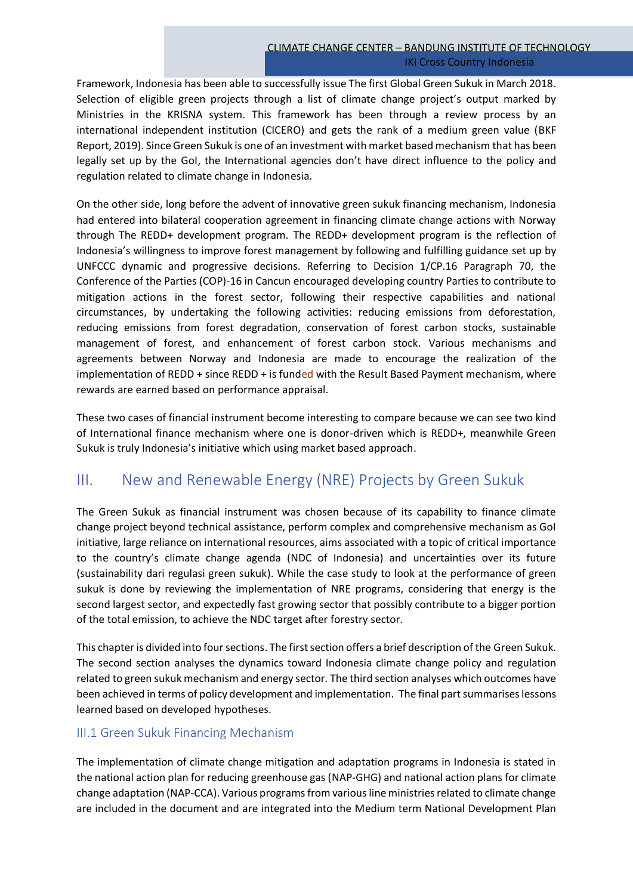Framework, Indonesia has been able to successfully issue The first Global Green Sukuk in March 2018. Selection of eligible green projects through a list of climate change project's output marked by Ministries in the KRISNA system. This framework has been through a review process by an international independent institution (CICERO) and gets the rank of a medium green value (BKF Report, 2019). Since Green Sukuk is one of an investment with market based mechanism that has been legally set up by the GoI, the International agencies don't have direct influence to the policy and regulation related to climate change in Indonesia.

On the other side, long before the advent of innovative green sukuk financing mechanism, Indonesia had entered into bilateral cooperation agreement in financing climate change actions with Norway through The REDD+ development program. The REDD+ development program is the reflection of Indonesia's willingness to improve forest management by following and fulfilling guidance set up by UNFCCC dynamic and progressive decisions. Referring to Decision 1/CP.16 Paragraph 70, the Conference of the Parties (COP)-16 in Cancun encouraged developing country Parties to contribute to mitigation actions in the forest sector, following their respective capabilities and national circumstances, by undertaking the following activities: reducing emissions from deforestation, reducing emissions from forest degradation, conservation of forest carbon stocks, sustainable management of forest, and enhancement of forest carbon stock. Various mechanisms and agreements between Norway and Indonesia are made to encourage the realization of the implementation of REDD + since REDD + is funded with the Result Based Payment mechanism, where rewards are earned based on performance appraisal.

These two cases of financial instrument become interesting to compare because we can see two kind of International finance mechanism where one is donor-driven which is REDD+, meanwhile Green Sukuk is truly Indonesia's initiative which using market based approach.

# III. New and Renewable Energy (NRE) Projects by Green Sukuk

The Green Sukuk as financial instrument was chosen because of its capability to finance climate change project beyond technical assistance, perform complex and comprehensive mechanism as GoI initiative, large reliance on international resources, aims associated with a topic of critical importance to the country's climate change agenda (NDC of Indonesia) and uncertainties over its future (sustainability dari regulasi green sukuk). While the case study to look at the performance of green sukuk is done by reviewing the implementation of NRE programs, considering that energy is the second largest sector, and expectedly fast growing sector that possibly contribute to a bigger portion of the total emission, to achieve the NDC target after forestry sector.

This chapter is divided into four sections. The first section offers a brief description of the Green Sukuk. The second section analyses the dynamics toward Indonesia climate change policy and regulation related to green sukuk mechanism and energy sector. The third section analyses which outcomes have been achieved in terms of policy development and implementation. The final part summarises lessons learned based on developed hypotheses.

## III.1 Green Sukuk Financing Mechanism

The implementation of climate change mitigation and adaptation programs in Indonesia is stated in the national action plan for reducing greenhouse gas (NAP-GHG) and national action plans for climate change adaptation (NAP-CCA). Various programs from various line ministries related to climate change are included in the document and are integrated into the Medium term National Development Plan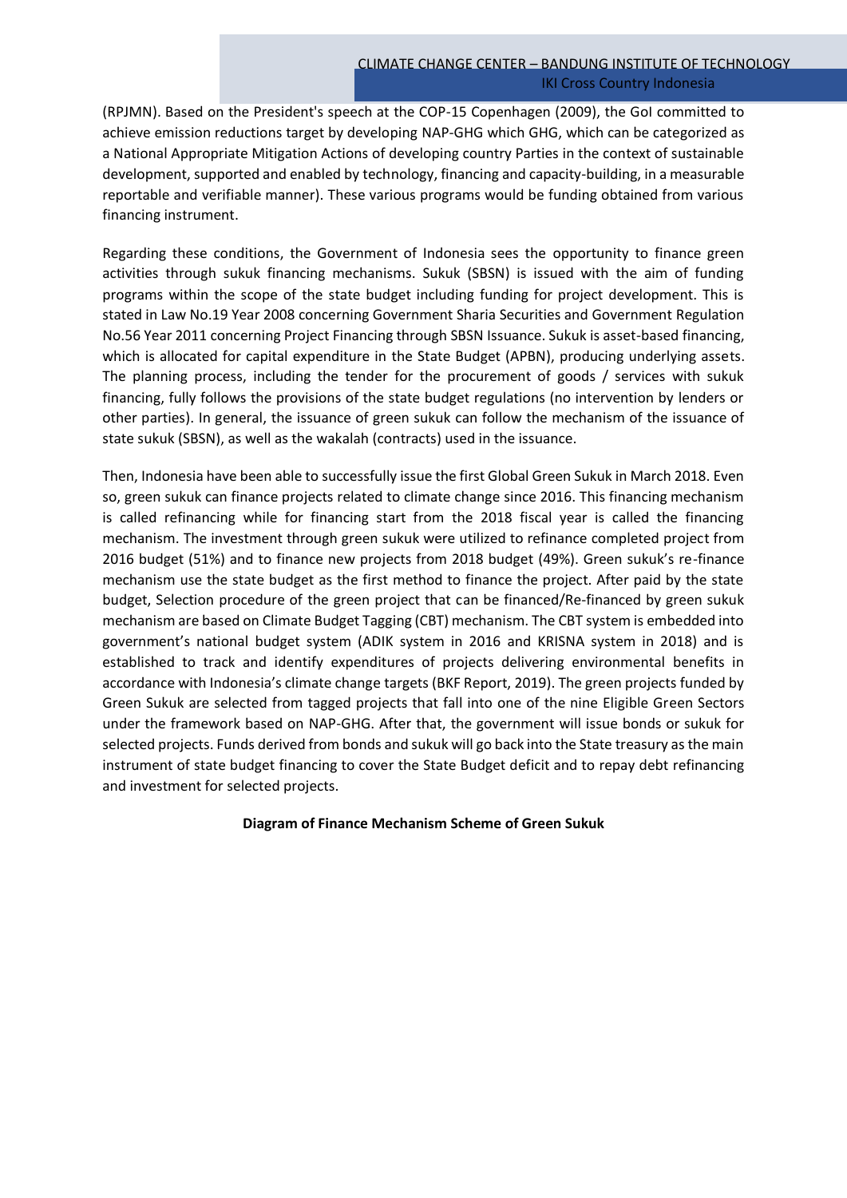(RPJMN). Based on the President's speech at the COP-15 Copenhagen (2009), the GoI committed to achieve emission reductions target by developing NAP-GHG which GHG, which can be categorized as a National Appropriate Mitigation Actions of developing country Parties in the context of sustainable development, supported and enabled by technology, financing and capacity-building, in a measurable reportable and verifiable manner). These various programs would be funding obtained from various financing instrument.

Regarding these conditions, the Government of Indonesia sees the opportunity to finance green activities through sukuk financing mechanisms. Sukuk (SBSN) is issued with the aim of funding programs within the scope of the state budget including funding for project development. This is stated in Law No.19 Year 2008 concerning Government Sharia Securities and Government Regulation No.56 Year 2011 concerning Project Financing through SBSN Issuance. Sukuk is asset-based financing, which is allocated for capital expenditure in the State Budget (APBN), producing underlying assets. The planning process, including the tender for the procurement of goods / services with sukuk financing, fully follows the provisions of the state budget regulations (no intervention by lenders or other parties). In general, the issuance of green sukuk can follow the mechanism of the issuance of state sukuk (SBSN), as well as the wakalah (contracts) used in the issuance.

Then, Indonesia have been able to successfully issue the first Global Green Sukuk in March 2018. Even so, green sukuk can finance projects related to climate change since 2016. This financing mechanism is called refinancing while for financing start from the 2018 fiscal year is called the financing mechanism. The investment through green sukuk were utilized to refinance completed project from 2016 budget (51%) and to finance new projects from 2018 budget (49%). Green sukuk's re-finance mechanism use the state budget as the first method to finance the project. After paid by the state budget, Selection procedure of the green project that can be financed/Re-financed by green sukuk mechanism are based on Climate Budget Tagging (CBT) mechanism. The CBT system is embedded into government's national budget system (ADIK system in 2016 and KRISNA system in 2018) and is established to track and identify expenditures of projects delivering environmental benefits in accordance with Indonesia's climate change targets (BKF Report, 2019). The green projects funded by Green Sukuk are selected from tagged projects that fall into one of the nine Eligible Green Sectors under the framework based on NAP-GHG. After that, the government will issue bonds or sukuk for selected projects. Funds derived from bonds and sukuk will go back into the State treasury as the main instrument of state budget financing to cover the State Budget deficit and to repay debt refinancing and investment for selected projects.

**Diagram of Finance Mechanism Scheme of Green Sukuk**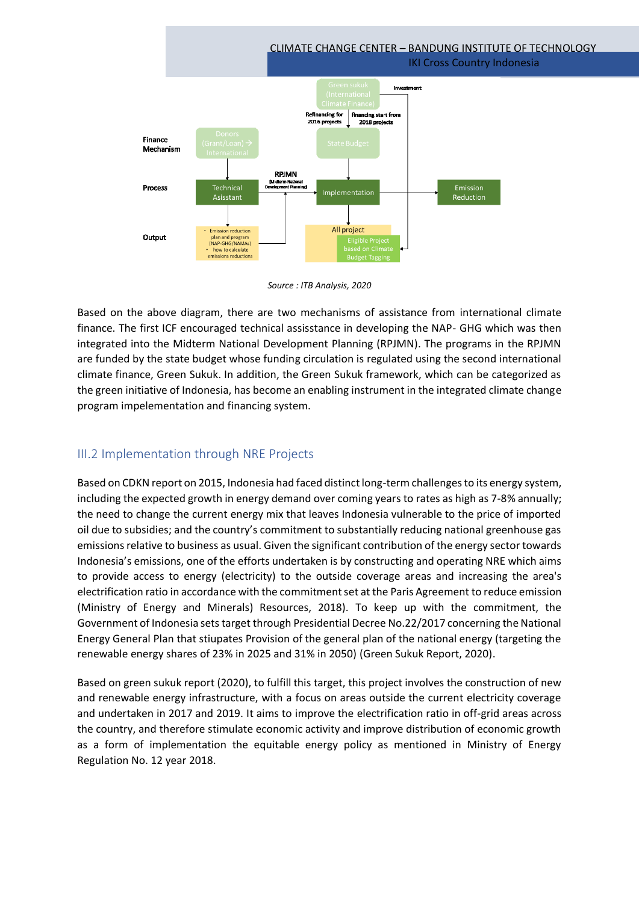Source : ITB Analysis, 2020

Based on the above diagram, there are two mechanisms of assistance from international climate finance. The first ICF encouraged technical assisstance in developing the NAP- GHG which was then integrated into the Midterm National Development Planning (RPJMN). The programs in the RPJMN are funded by the state budget whose funding circulation is regulated using the second international climate finance, Green Sukuk. In addition, the Green Sukuk framework, which can be categorized as the green initiative of Indonesia, has become an enabling instrument in the integrated climate change program impelementation and financing system.

## III.2 Implementation through NRE Projects

Based on CDKN report on 2015, Indonesia had faced distinct long-term challenges to its energy system, including the expected growth in energy demand over coming years to rates as high as 7-8% annually; the need to change the current energy mix that leaves Indonesia vulnerable to the price of imported oil due to subsidies; and the country's commitment to substantially reducing national greenhouse gas emissions relative to business as usual. Given the significant contribution of the energy sector towards Indonesia's emissions, one of the efforts undertaken is by constructing and operating NRE which aims to provide access to energy (electricity) to the outside coverage areas and increasing the area's electrification ratio in accordance with the commitment set at the Paris Agreement to reduce emission (Ministry of Energy and Minerals) Resources, 2018). To keep up with the commitment, the Government of Indonesia sets target through Presidential Decree No.22/2017 concerning the National Energy General Plan that stiupates Provision of the general plan of the national energy (targeting the renewable energy shares of 23% in 2025 and 31% in 2050) (Green Sukuk Report, 2020).

Based on green sukuk report (2020), to fulfill this target, this project involves the construction of new and renewable energy infrastructure, with a focus on areas outside the current electricity coverage and undertaken in 2017 and 2019. It aims to improve the electrification ratio in off-grid areas across the country, and therefore stimulate economic activity and improve distribution of economic growth as a form of implementation the equitable energy policy as mentioned in Ministry of Energy Regulation No. 12 year 2018.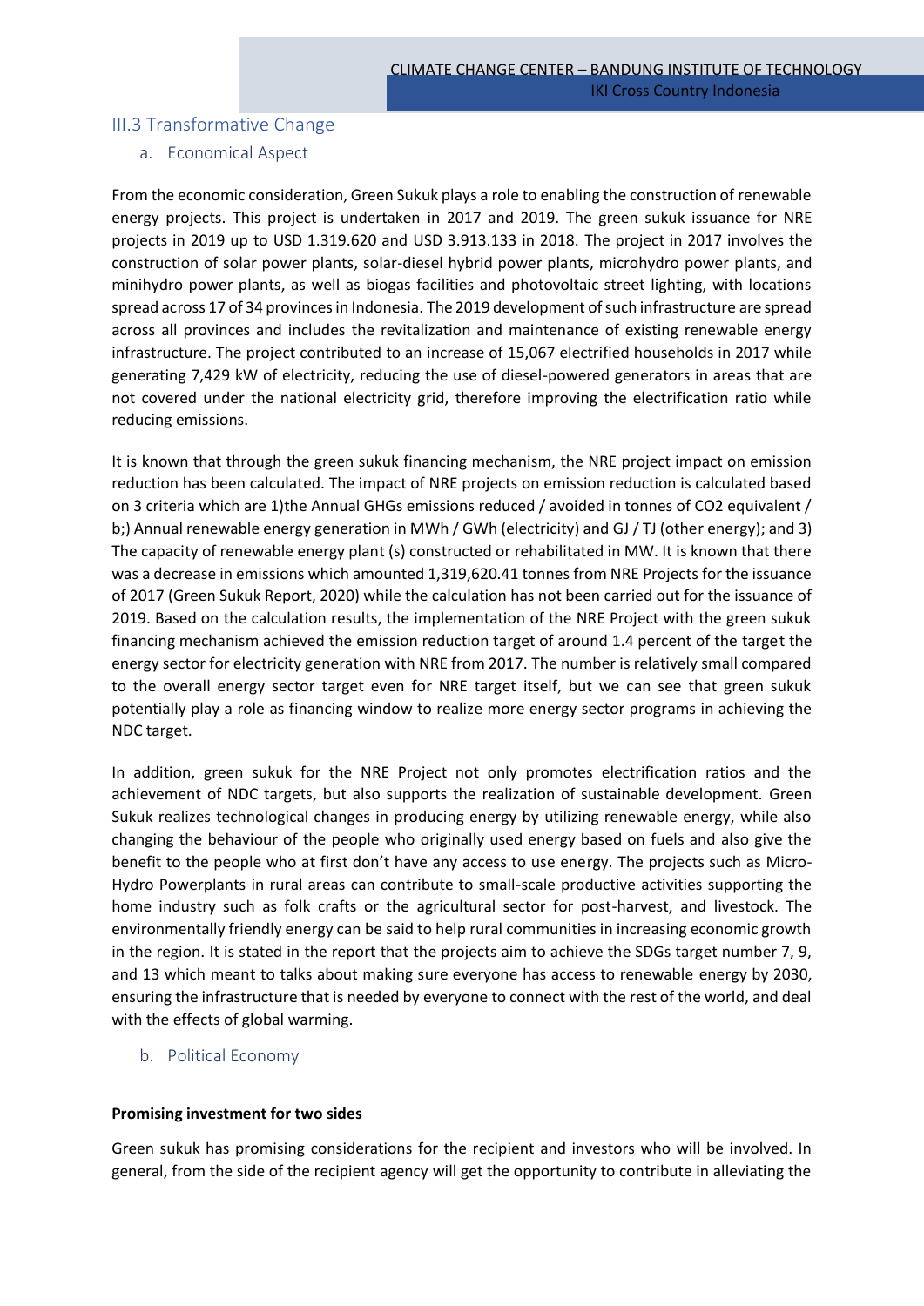## III.3 Transformative Change

### a. Economical Aspect

From the economic consideration, Green Sukuk plays a role to enabling the construction of renewable energy projects. This project is undertaken in 2017 and 2019. The green sukuk issuance for NRE projects in 2019 up to USD 1.319.620 and USD 3.913.133 in 2018. The project in 2017 involves the construction of solar power plants, solar-diesel hybrid power plants, microhydro power plants, and minihydro power plants, as well as biogas facilities and photovoltaic street lighting, with locations spread across 17 of 34 provinces in Indonesia. The 2019 development of such infrastructure are spread across all provinces and includes the revitalization and maintenance of existing renewable energy infrastructure. The project contributed to an increase of 15,067 electrified households in 2017 while generating 7,429 kW of electricity, reducing the use of diesel-powered generators in areas that are not covered under the national electricity grid, therefore improving the electrification ratio while reducing emissions.

It is known that through the green sukuk financing mechanism, the NRE project impact on emission reduction has been calculated. The impact of NRE projects on emission reduction is calculated based on 3 criteria which are 1)the Annual GHGs emissions reduced / avoided in tonnes of $CO_2$ equivalent / b;) Annual renewable energy generation in MWh / GWh (electricity) and GJ / TJ (other energy); and 3) The capacity of renewable energy plant (s) constructed or rehabilitated in MW. It is known that there was a decrease in emissions which amounted 1,319,620.41 tonnes from NRE Projects for the issuance of 2017 (Green Sukuk Report, 2020) while the calculation has not been carried out for the issuance of 2019. Based on the calculation results, the implementation of the NRE Project with the green sukuk financing mechanism achieved the emission reduction target of around 1.4 percent of the target the energy sector for electricity generation with NRE from 2017. The number is relatively small compared to the overall energy sector target even for NRE target itself, but we can see that green sukuk potentially play a role as financing window to realize more energy sector programs in achieving the NDC target.

In addition, green sukuk for the NRE Project not only promotes electrification ratios and the achievement of NDC targets, but also supports the realization of sustainable development. Green Sukuk realizes technological changes in producing energy by utilizing renewable energy, while also changing the behaviour of the people who originally used energy based on fuels and also give the benefit to the people who at first don't have any access to use energy. The projects such as Micro-Hydro Powerplants in rural areas can contribute to small-scale productive activities supporting the home industry such as folk crafts or the agricultural sector for post-harvest, and livestock. The environmentally friendly energy can be said to help rural communities in increasing economic growth in the region. It is stated in the report that the projects aim to achieve the SDGs target number 7, 9, and 13 which meant to talks about making sure everyone has access to renewable energy by 2030, ensuring the infrastructure that is needed by everyone to connect with the rest of the world, and deal with the effects of global warming.

### b. Political Economy

**Promising investment for two sides**

Green sukuk has promising considerations for the recipient and investors who will be involved. In general, from the side of the recipient agency will get the opportunity to contribute in alleviating the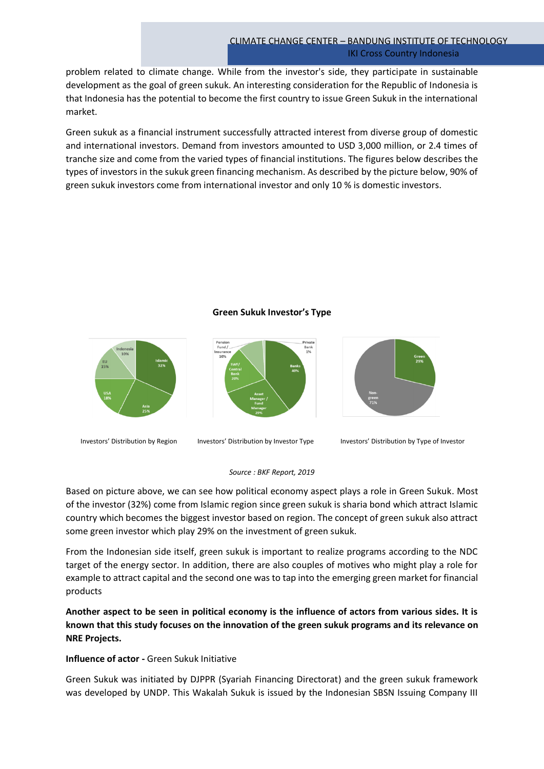problem related to climate change. While from the investor's side, they participate in sustainable development as the goal of green sukuk. An interesting consideration for the Republic of Indonesia is that Indonesia has the potential to become the first country to issue Green Sukuk in the international market.

Green sukuk as a financial instrument successfully attracted interest from diverse group of domestic and international investors. Demand from investors amounted to USD 3,000 million, or 2.4 times of tranche size and come from the varied types of financial institutions. The figures below describes the types of investors in the sukuk green financing mechanism. As described by the picture below, 90% of green sukuk investors come from international investor and only 10 % is domestic investors.

**Green Sukuk Investor's Type**

Investors' Distribution by Region — Islamic 32%, Asia 25%, USA 18%, EU 15%, Indonesia 10%

Investors' Distribution by Investor Type — Banks 40%, Asset Manager / Fund Manager 29%, SWF/ Central Bank 20%, Pension Fund / Insurance 10%, Private Bank 1%

Investors' Distribution by Type of Investor — Non-green 71%, Green 29%

*Source : BKF Report, 2019*

Based on picture above, we can see how political economy aspect plays a role in Green Sukuk. Most of the investor (32%) come from Islamic region since green sukuk is sharia bond which attract Islamic country which becomes the biggest investor based on region. The concept of green sukuk also attract some green investor which play 29% on the investment of green sukuk.

From the Indonesian side itself, green sukuk is important to realize programs according to the NDC target of the energy sector. In addition, there are also couples of motives who might play a role for example to attract capital and the second one was to tap into the emerging green market for financial products

**Another aspect to be seen in political economy is the influence of actors from various sides. It is known that this study focuses on the innovation of the green sukuk programs and its relevance on NRE Projects.**

**Influence of actor -** Green Sukuk Initiative

Green Sukuk was initiated by DJPPR (Syariah Financing Directorat) and the green sukuk framework was developed by UNDP. This Wakalah Sukuk is issued by the Indonesian SBSN Issuing Company III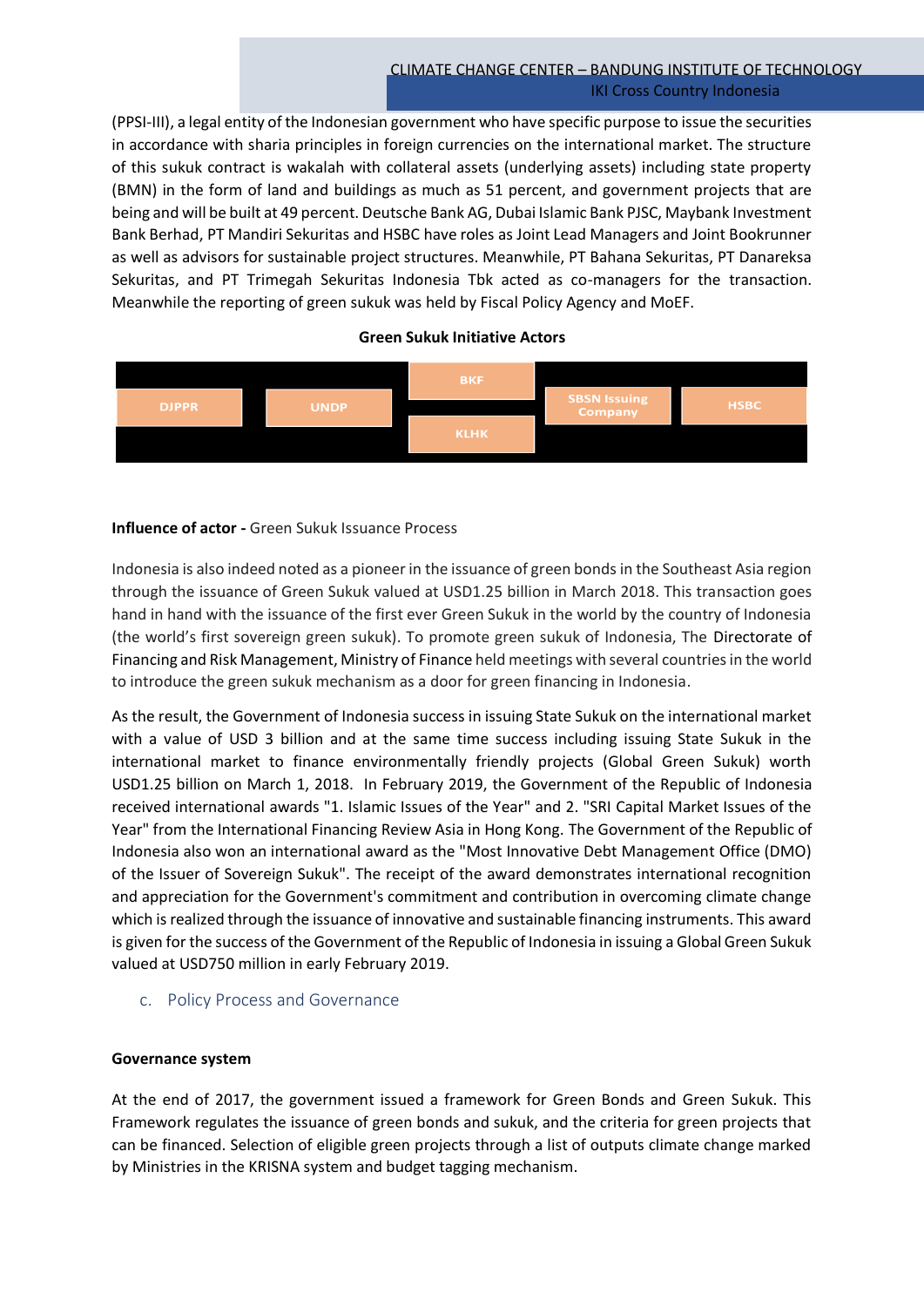(PPSI-III), a legal entity of the Indonesian government who have specific purpose to issue the securities in accordance with sharia principles in foreign currencies on the international market. The structure of this sukuk contract is wakalah with collateral assets (underlying assets) including state property (BMN) in the form of land and buildings as much as 51 percent, and government projects that are being and will be built at 49 percent. Deutsche Bank AG, Dubai Islamic Bank PJSC, Maybank Investment Bank Berhad, PT Mandiri Sekuritas and HSBC have roles as Joint Lead Managers and Joint Bookrunner as well as advisors for sustainable project structures. Meanwhile, PT Bahana Sekuritas, PT Danareksa Sekuritas, and PT Trimegah Sekuritas Indonesia Tbk acted as co-managers for the transaction. Meanwhile the reporting of green sukuk was held by Fiscal Policy Agency and MoEF.

**Green Sukuk Initiative Actors**

| DJPPR | UNDP | BKF / KLHK | SBSN Issuing Company | HSBC |
|---|---|---|---|---|

**Influence of actor -** Green Sukuk Issuance Process

Indonesia is also indeed noted as a pioneer in the issuance of green bonds in the Southeast Asia region through the issuance of Green Sukuk valued at USD1.25 billion in March 2018. This transaction goes hand in hand with the issuance of the first ever Green Sukuk in the world by the country of Indonesia (the world's first sovereign green sukuk). To promote green sukuk of Indonesia, The Directorate of Financing and Risk Management, Ministry of Finance held meetings with several countries in the world to introduce the green sukuk mechanism as a door for green financing in Indonesia.

As the result, the Government of Indonesia success in issuing State Sukuk on the international market with a value of USD 3 billion and at the same time success including issuing State Sukuk in the international market to finance environmentally friendly projects (Global Green Sukuk) worth USD1.25 billion on March 1, 2018. In February 2019, the Government of the Republic of Indonesia received international awards "1. Islamic Issues of the Year" and 2. "SRI Capital Market Issues of the Year" from the International Financing Review Asia in Hong Kong. The Government of the Republic of Indonesia also won an international award as the "Most Innovative Debt Management Office (DMO) of the Issuer of Sovereign Sukuk". The receipt of the award demonstrates international recognition and appreciation for the Government's commitment and contribution in overcoming climate change which is realized through the issuance of innovative and sustainable financing instruments. This award is given for the success of the Government of the Republic of Indonesia in issuing a Global Green Sukuk valued at USD750 million in early February 2019.

### c. Policy Process and Governance

**Governance system**

At the end of 2017, the government issued a framework for Green Bonds and Green Sukuk. This Framework regulates the issuance of green bonds and sukuk, and the criteria for green projects that can be financed. Selection of eligible green projects through a list of outputs climate change marked by Ministries in the KRISNA system and budget tagging mechanism.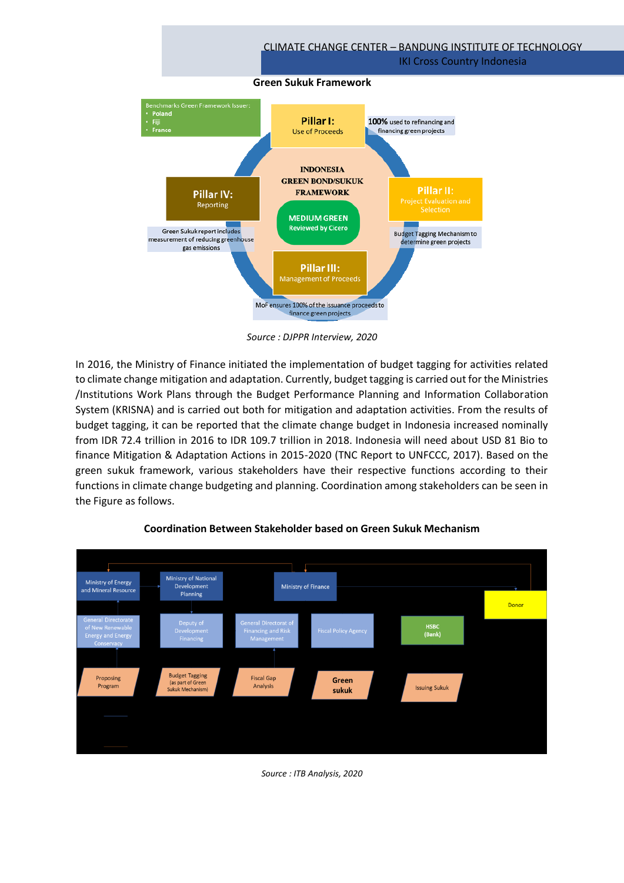**Green Sukuk Framework**

Benchmarks Green Framework Issuer:
- Poland
- Fiji
- France

**Pillar I:** Use of Proceeds

**100%** used to refinancing and financing green projects

INDONESIA GREEN BOND/SUKUK FRAMEWORK

MEDIUM GREEN Reviewed by Cicero

**Pillar II:** Project Evaluation and Selection

Budget Tagging Mechanism to determine green projects

**Pillar III:** Management of Proceeds

MoF ensures 100% of the issuance proceeds to finance green projects

**Pillar IV:** Reporting

Green Sukuk report includes measurement of reducing greenhouse gas emissions

*Source : DJPPR Interview, 2020*

In 2016, the Ministry of Finance initiated the implementation of budget tagging for activities related to climate change mitigation and adaptation. Currently, budget tagging is carried out for the Ministries /Institutions Work Plans through the Budget Performance Planning and Information Collaboration System (KRISNA) and is carried out both for mitigation and adaptation activities. From the results of budget tagging, it can be reported that the climate change budget in Indonesia increased nominally from IDR 72.4 trillion in 2016 to IDR 109.7 trillion in 2018. Indonesia will need about USD 81 Bio to finance Mitigation & Adaptation Actions in 2015-2020 (TNC Report to UNFCCC, 2017). Based on the green sukuk framework, various stakeholders have their respective functions according to their functions in climate change budgeting and planning. Coordination among stakeholders can be seen in the Figure as follows.

**Coordination Between Stakeholder based on Green Sukuk Mechanism**

Ministry of Energy and Mineral Resource | Ministry of National Development Planning | Ministry of Finance | Donor

General Directorate of New Renewable Energy and Energy Conservacy | Deputy of Development Financing | General Directorate of Financing and Risk Management | Fiscal Policy Agency | HSBC (Bank)

Proposing Program | Budget Tagging (as part of Green Sukuk Mechanism) | Fiscal Gap Analysis | Green sukuk | Issuing Sukuk

*Source : ITB Analysis, 2020*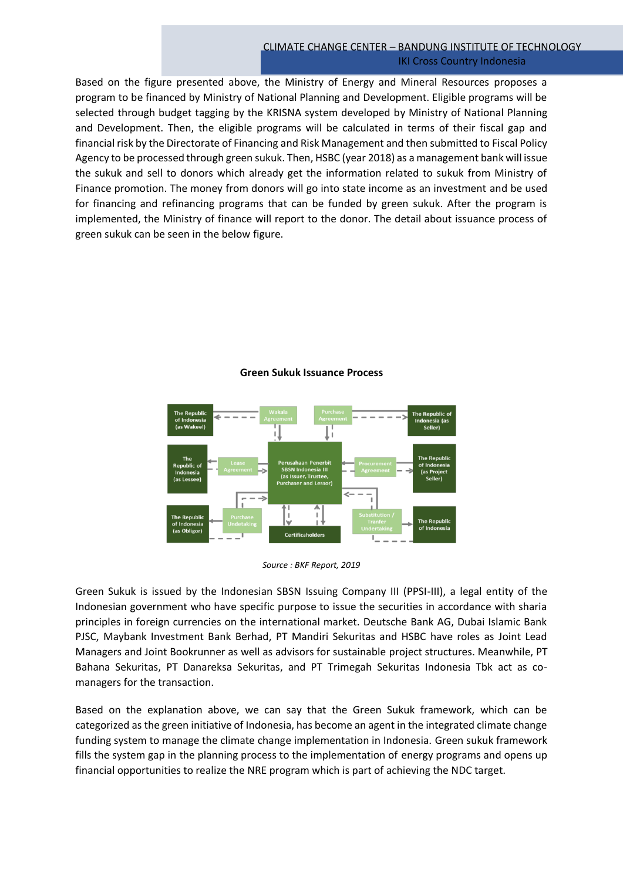Based on the figure presented above, the Ministry of Energy and Mineral Resources proposes a program to be financed by Ministry of National Planning and Development. Eligible programs will be selected through budget tagging by the KRISNA system developed by Ministry of National Planning and Development. Then, the eligible programs will be calculated in terms of their fiscal gap and financial risk by the Directorate of Financing and Risk Management and then submitted to Fiscal Policy Agency to be processed through green sukuk. Then, HSBC (year 2018) as a management bank will issue the sukuk and sell to donors which already get the information related to sukuk from Ministry of Finance promotion. The money from donors will go into state income as an investment and be used for financing and refinancing programs that can be funded by green sukuk. After the program is implemented, the Ministry of finance will report to the donor. The detail about issuance process of green sukuk can be seen in the below figure.

**Green Sukuk Issuance Process**

*Source : BKF Report, 2019*

Green Sukuk is issued by the Indonesian SBSN Issuing Company III (PPSI-III), a legal entity of the Indonesian government who have specific purpose to issue the securities in accordance with sharia principles in foreign currencies on the international market. Deutsche Bank AG, Dubai Islamic Bank PJSC, Maybank Investment Bank Berhad, PT Mandiri Sekuritas and HSBC have roles as Joint Lead Managers and Joint Bookrunner as well as advisors for sustainable project structures. Meanwhile, PT Bahana Sekuritas, PT Danareksa Sekuritas, and PT Trimegah Sekuritas Indonesia Tbk act as co-managers for the transaction.

Based on the explanation above, we can say that the Green Sukuk framework, which can be categorized as the green initiative of Indonesia, has become an agent in the integrated climate change funding system to manage the climate change implementation in Indonesia. Green sukuk framework fills the system gap in the planning process to the implementation of energy programs and opens up financial opportunities to realize the NRE program which is part of achieving the NDC target.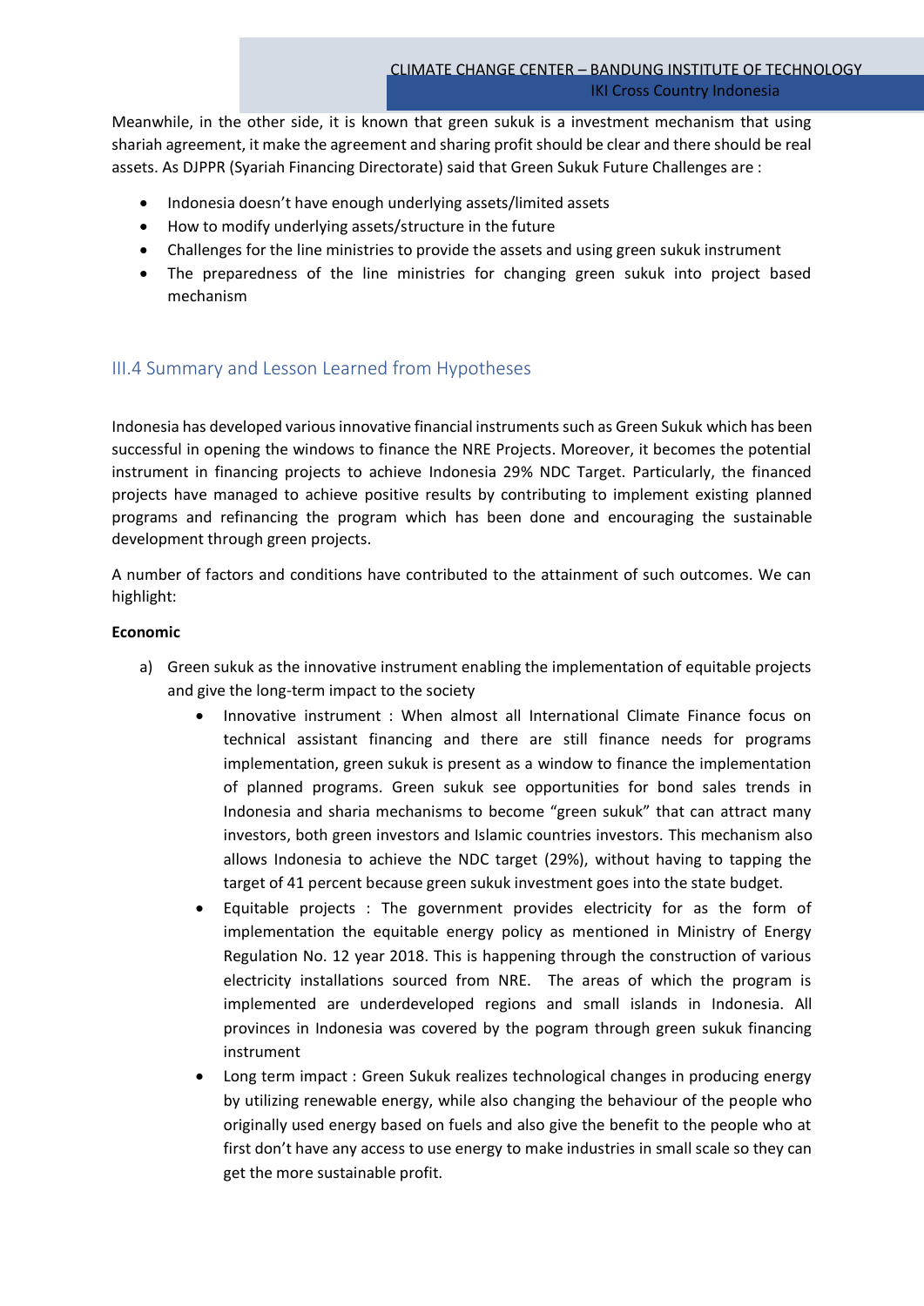Meanwhile, in the other side, it is known that green sukuk is a investment mechanism that using shariah agreement, it make the agreement and sharing profit should be clear and there should be real assets. As DJPPR (Syariah Financing Directorate) said that Green Sukuk Future Challenges are :

- Indonesia doesn't have enough underlying assets/limited assets
- How to modify underlying assets/structure in the future
- Challenges for the line ministries to provide the assets and using green sukuk instrument
- The preparedness of the line ministries for changing green sukuk into project based mechanism

## III.4 Summary and Lesson Learned from Hypotheses

Indonesia has developed various innovative financial instruments such as Green Sukuk which has been successful in opening the windows to finance the NRE Projects. Moreover, it becomes the potential instrument in financing projects to achieve Indonesia 29% NDC Target. Particularly, the financed projects have managed to achieve positive results by contributing to implement existing planned programs and refinancing the program which has been done and encouraging the sustainable development through green projects.

A number of factors and conditions have contributed to the attainment of such outcomes. We can highlight:

**Economic**

a) Green sukuk as the innovative instrument enabling the implementation of equitable projects and give the long-term impact to the society
   - Innovative instrument : When almost all International Climate Finance focus on technical assistant financing and there are still finance needs for programs implementation, green sukuk is present as a window to finance the implementation of planned programs. Green sukuk see opportunities for bond sales trends in Indonesia and sharia mechanisms to become "green sukuk" that can attract many investors, both green investors and Islamic countries investors. This mechanism also allows Indonesia to achieve the NDC target (29%), without having to tapping the target of 41 percent because green sukuk investment goes into the state budget.
   - Equitable projects : The government provides electricity for as the form of implementation the equitable energy policy as mentioned in Ministry of Energy Regulation No. 12 year 2018. This is happening through the construction of various electricity installations sourced from NRE. The areas of which the program is implemented are underdeveloped regions and small islands in Indonesia. All provinces in Indonesia was covered by the pogram through green sukuk financing instrument
   - Long term impact : Green Sukuk realizes technological changes in producing energy by utilizing renewable energy, while also changing the behaviour of the people who originally used energy based on fuels and also give the benefit to the people who at first don't have any access to use energy to make industries in small scale so they can get the more sustainable profit.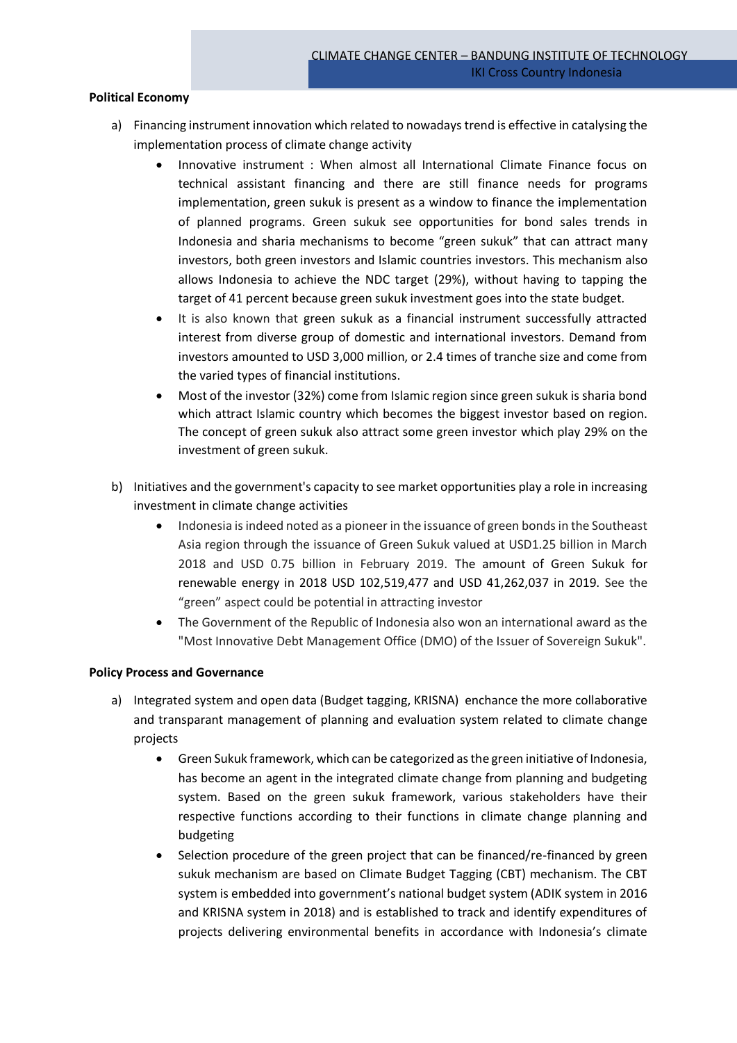**Political Economy**

a) Financing instrument innovation which related to nowadays trend is effective in catalysing the implementation process of climate change activity

- Innovative instrument : When almost all International Climate Finance focus on technical assistant financing and there are still finance needs for programs implementation, green sukuk is present as a window to finance the implementation of planned programs. Green sukuk see opportunities for bond sales trends in Indonesia and sharia mechanisms to become "green sukuk" that can attract many investors, both green investors and Islamic countries investors. This mechanism also allows Indonesia to achieve the NDC target (29%), without having to tapping the target of 41 percent because green sukuk investment goes into the state budget.
- It is also known that green sukuk as a financial instrument successfully attracted interest from diverse group of domestic and international investors. Demand from investors amounted to USD 3,000 million, or 2.4 times of tranche size and come from the varied types of financial institutions.
- Most of the investor (32%) come from Islamic region since green sukuk is sharia bond which attract Islamic country which becomes the biggest investor based on region. The concept of green sukuk also attract some green investor which play 29% on the investment of green sukuk.

b) Initiatives and the government's capacity to see market opportunities play a role in increasing investment in climate change activities

- Indonesia is indeed noted as a pioneer in the issuance of green bonds in the Southeast Asia region through the issuance of Green Sukuk valued at USD1.25 billion in March 2018 and USD 0.75 billion in February 2019. The amount of Green Sukuk for renewable energy in 2018 USD 102,519,477 and USD 41,262,037 in 2019. See the "green" aspect could be potential in attracting investor
- The Government of the Republic of Indonesia also won an international award as the "Most Innovative Debt Management Office (DMO) of the Issuer of Sovereign Sukuk".

**Policy Process and Governance**

a) Integrated system and open data (Budget tagging, KRISNA) enchance the more collaborative and transparant management of planning and evaluation system related to climate change projects

- Green Sukuk framework, which can be categorized as the green initiative of Indonesia, has become an agent in the integrated climate change from planning and budgeting system. Based on the green sukuk framework, various stakeholders have their respective functions according to their functions in climate change planning and budgeting
- Selection procedure of the green project that can be financed/re-financed by green sukuk mechanism are based on Climate Budget Tagging (CBT) mechanism. The CBT system is embedded into government's national budget system (ADIK system in 2016 and KRISNA system in 2018) and is established to track and identify expenditures of projects delivering environmental benefits in accordance with Indonesia's climate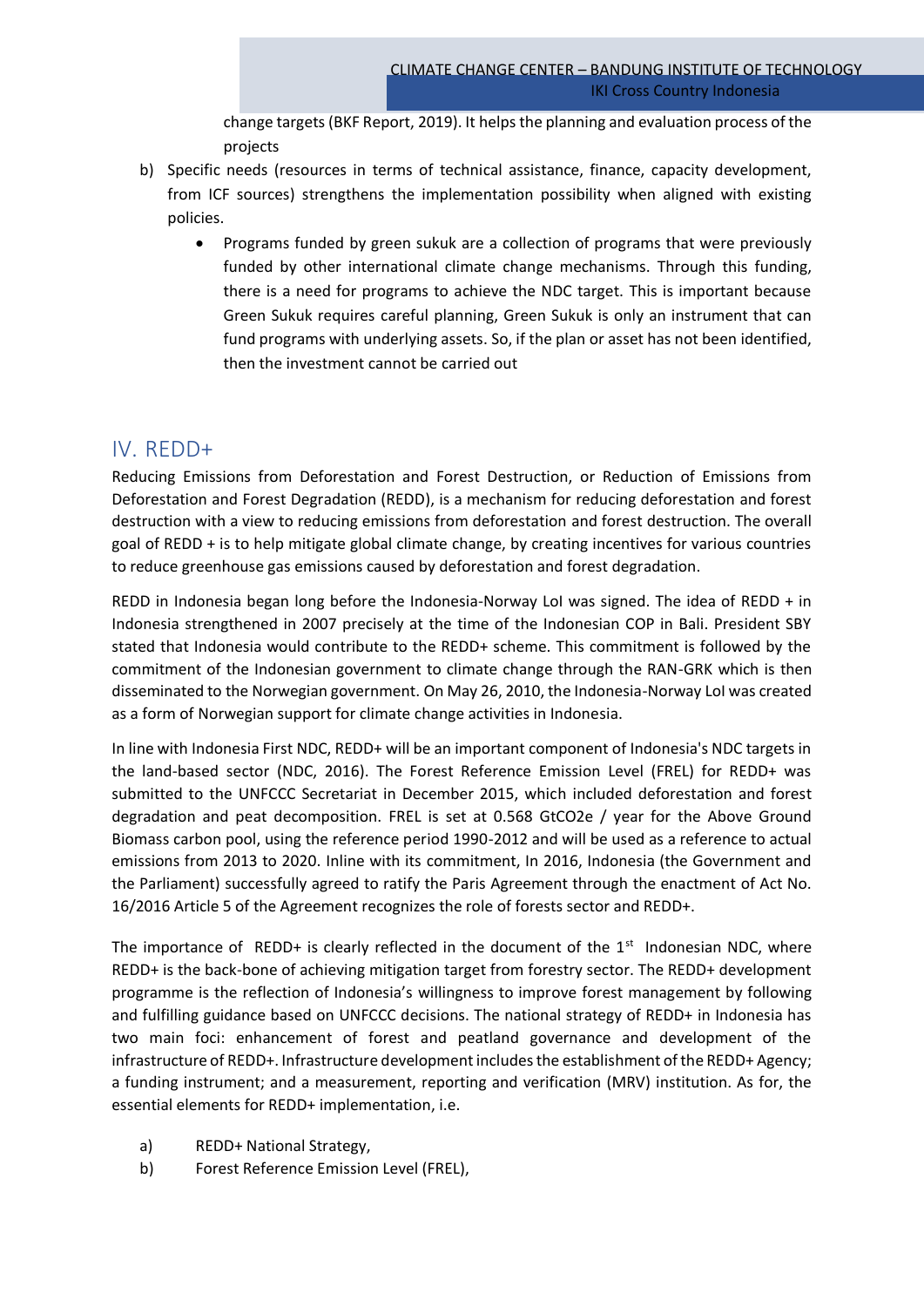change targets (BKF Report, 2019). It helps the planning and evaluation process of the projects

b) Specific needs (resources in terms of technical assistance, finance, capacity development, from ICF sources) strengthens the implementation possibility when aligned with existing policies.

   - Programs funded by green sukuk are a collection of programs that were previously funded by other international climate change mechanisms. Through this funding, there is a need for programs to achieve the NDC target. This is important because Green Sukuk requires careful planning, Green Sukuk is only an instrument that can fund programs with underlying assets. So, if the plan or asset has not been identified, then the investment cannot be carried out

## IV. REDD+

Reducing Emissions from Deforestation and Forest Destruction, or Reduction of Emissions from Deforestation and Forest Degradation (REDD), is a mechanism for reducing deforestation and forest destruction with a view to reducing emissions from deforestation and forest destruction. The overall goal of REDD + is to help mitigate global climate change, by creating incentives for various countries to reduce greenhouse gas emissions caused by deforestation and forest degradation.

REDD in Indonesia began long before the Indonesia-Norway LoI was signed. The idea of REDD + in Indonesia strengthened in 2007 precisely at the time of the Indonesian COP in Bali. President SBY stated that Indonesia would contribute to the REDD+ scheme. This commitment is followed by the commitment of the Indonesian government to climate change through the RAN-GRK which is then disseminated to the Norwegian government. On May 26, 2010, the Indonesia-Norway LoI was created as a form of Norwegian support for climate change activities in Indonesia.

In line with Indonesia First NDC, REDD+ will be an important component of Indonesia's NDC targets in the land-based sector (NDC, 2016). The Forest Reference Emission Level (FREL) for REDD+ was submitted to the UNFCCC Secretariat in December 2015, which included deforestation and forest degradation and peat decomposition. FREL is set at 0.568 GtCO2e / year for the Above Ground Biomass carbon pool, using the reference period 1990-2012 and will be used as a reference to actual emissions from 2013 to 2020. Inline with its commitment, In 2016, Indonesia (the Government and the Parliament) successfully agreed to ratify the Paris Agreement through the enactment of Act No. 16/2016 Article 5 of the Agreement recognizes the role of forests sector and REDD+.

The importance of REDD+ is clearly reflected in the document of the 1st Indonesian NDC, where REDD+ is the back-bone of achieving mitigation target from forestry sector. The REDD+ development programme is the reflection of Indonesia's willingness to improve forest management by following and fulfilling guidance based on UNFCCC decisions. The national strategy of REDD+ in Indonesia has two main foci: enhancement of forest and peatland governance and development of the infrastructure of REDD+. Infrastructure development includes the establishment of the REDD+ Agency; a funding instrument; and a measurement, reporting and verification (MRV) institution. As for, the essential elements for REDD+ implementation, i.e.

a) REDD+ National Strategy,
b) Forest Reference Emission Level (FREL),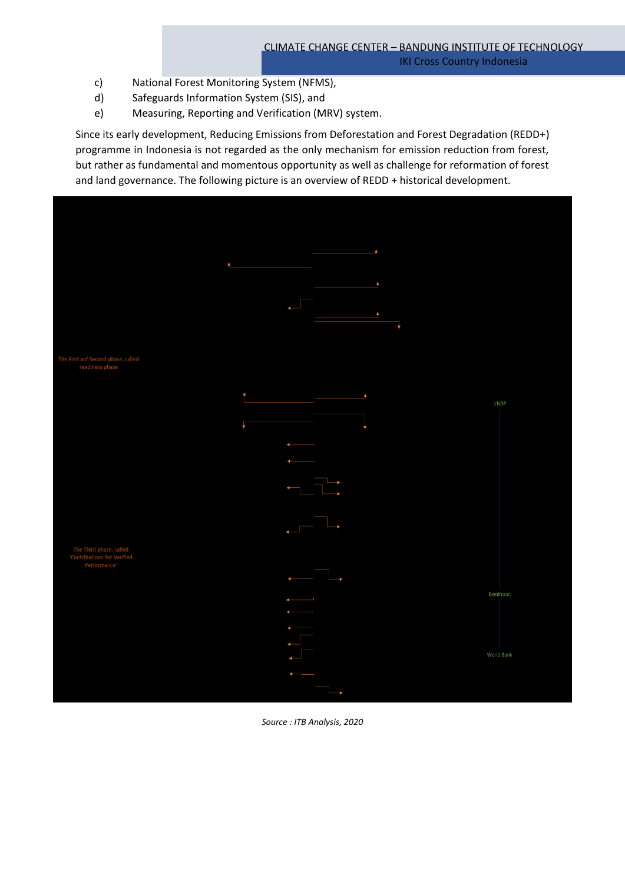c) National Forest Monitoring System (NFMS),

d) Safeguards Information System (SIS), and

e) Measuring, Reporting and Verification (MRV) system.

Since its early development, Reducing Emissions from Deforestation and Forest Degradation (REDD+) programme in Indonesia is not regarded as the only mechanism for emission reduction from forest, but rather as fundamental and momentous opportunity as well as challenge for reformation of forest and land governance. The following picture is an overview of REDD + historical development.

The First anf Second phase, called readiness phase

UNDP

The Third phase, called 'Contributions for Verified Performance'

Kemitraan

World Bank

*Source : ITB Analysis, 2020*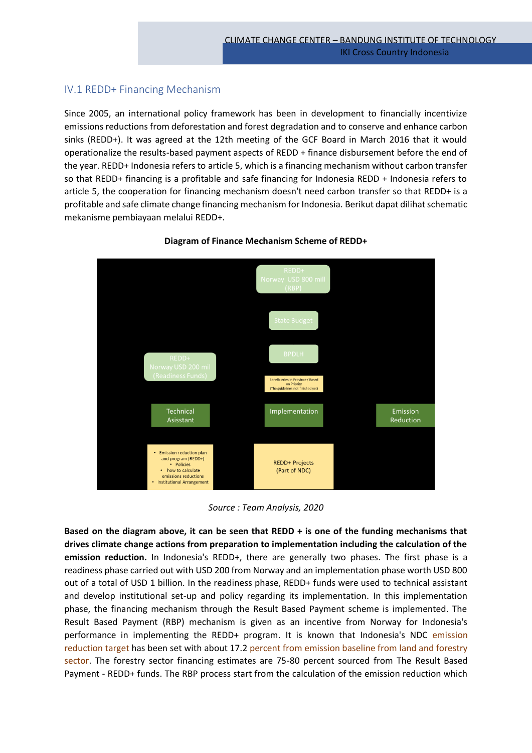## IV.1 REDD+ Financing Mechanism

Since 2005, an international policy framework has been in development to financially incentivize emissions reductions from deforestation and forest degradation and to conserve and enhance carbon sinks (REDD+). It was agreed at the 12th meeting of the GCF Board in March 2016 that it would operationalize the results-based payment aspects of REDD + finance disbursement before the end of the year. REDD+ Indonesia refers to article 5, which is a financing mechanism without carbon transfer so that REDD+ financing is a profitable and safe financing for Indonesia REDD + Indonesia refers to article 5, the cooperation for financing mechanism doesn't need carbon transfer so that REDD+ is a profitable and safe climate change financing mechanism for Indonesia. Berikut dapat dilihat schematic mekanisme pembiayaan melalui REDD+.

**Diagram of Finance Mechanism Scheme of REDD+**

REDD+ Norway USD 800 mill (RBP)

State Budget

BPDLH

REDD+ Norway USD 200 mil (Readiness Funds)

Beneficiaries in Province / Based on Priority (The guidelines not finished yet)

Technical Asisstant

Implementation

Emission Reduction

- Emission reduction plan and program (REDD+)
- Policies
- how to calculate emissions reductions
- Institutional Arrangement

REDD+ Projects (Part of NDC)

*Source : Team Analysis, 2020*

**Based on the diagram above, it can be seen that REDD + is one of the funding mechanisms that drives climate change actions from preparation to implementation including the calculation of the emission reduction.** In Indonesia's REDD+, there are generally two phases. The first phase is a readiness phase carried out with USD 200 from Norway and an implementation phase worth USD 800 out of a total of USD 1 billion. In the readiness phase, REDD+ funds were used to technical assistant and develop institutional set-up and policy regarding its implementation. In this implementation phase, the financing mechanism through the Result Based Payment scheme is implemented. The Result Based Payment (RBP) mechanism is given as an incentive from Norway for Indonesia's performance in implementing the REDD+ program. It is known that Indonesia's NDC emission reduction target has been set with about 17.2 percent from emission baseline from land and forestry sector. The forestry sector financing estimates are 75-80 percent sourced from The Result Based Payment - REDD+ funds. The RBP process start from the calculation of the emission reduction which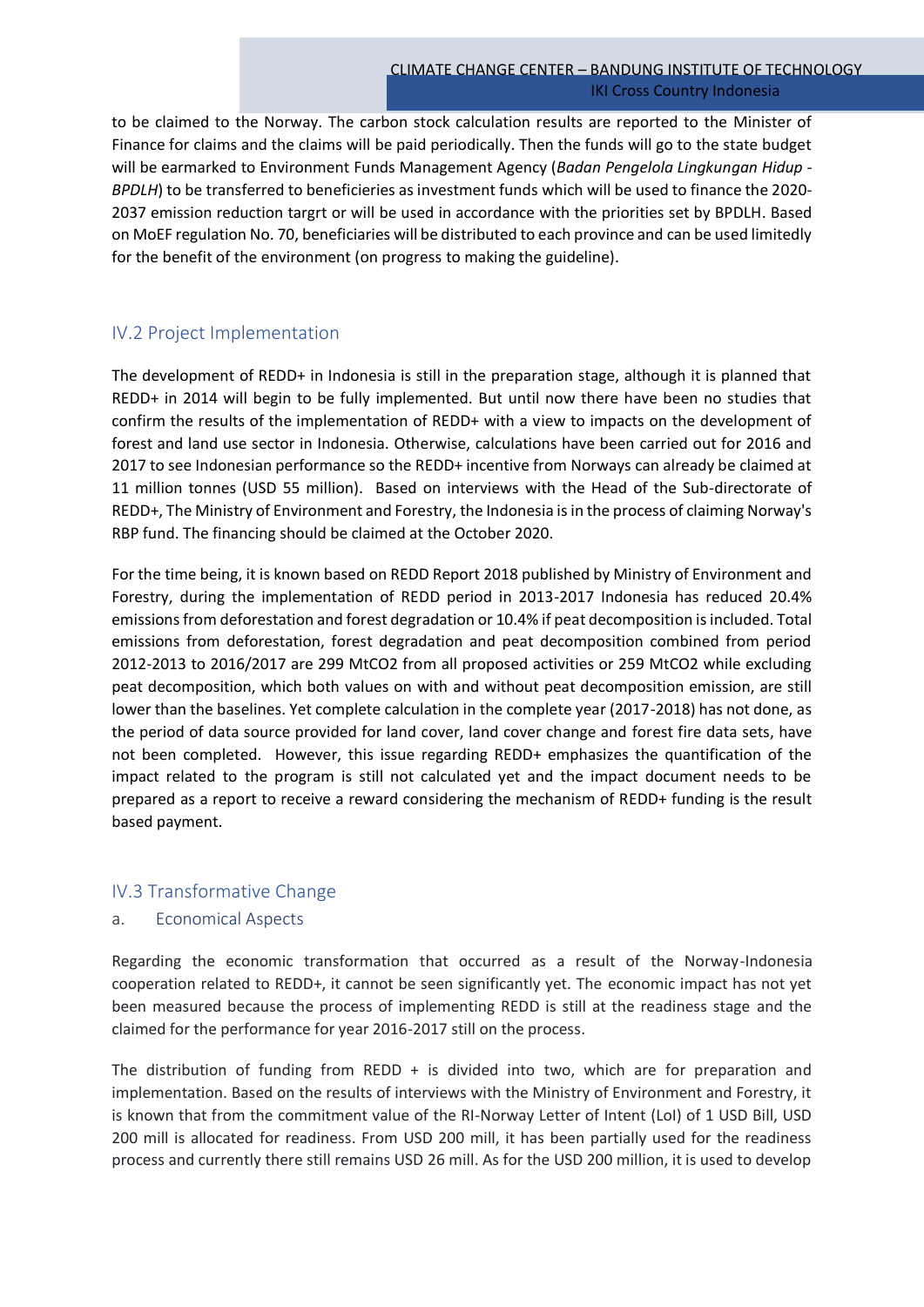to be claimed to the Norway. The carbon stock calculation results are reported to the Minister of Finance for claims and the claims will be paid periodically. Then the funds will go to the state budget will be earmarked to Environment Funds Management Agency (*Badan Pengelola Lingkungan Hidup - BPDLH*) to be transferred to beneficieries as investment funds which will be used to finance the 2020-2037 emission reduction targrt or will be used in accordance with the priorities set by BPDLH. Based on MoEF regulation No. 70, beneficiaries will be distributed to each province and can be used limitedly for the benefit of the environment (on progress to making the guideline).

## IV.2 Project Implementation

The development of REDD+ in Indonesia is still in the preparation stage, although it is planned that REDD+ in 2014 will begin to be fully implemented. But until now there have been no studies that confirm the results of the implementation of REDD+ with a view to impacts on the development of forest and land use sector in Indonesia. Otherwise, calculations have been carried out for 2016 and 2017 to see Indonesian performance so the REDD+ incentive from Norways can already be claimed at 11 million tonnes (USD 55 million). Based on interviews with the Head of the Sub-directorate of REDD+, The Ministry of Environment and Forestry, the Indonesia is in the process of claiming Norway's RBP fund. The financing should be claimed at the October 2020.

For the time being, it is known based on REDD Report 2018 published by Ministry of Environment and Forestry, during the implementation of REDD period in 2013-2017 Indonesia has reduced 20.4% emissions from deforestation and forest degradation or 10.4% if peat decomposition is included. Total emissions from deforestation, forest degradation and peat decomposition combined from period 2012-2013 to 2016/2017 are 299 MtCO2 from all proposed activities or 259 MtCO2 while excluding peat decomposition, which both values on with and without peat decomposition emission, are still lower than the baselines. Yet complete calculation in the complete year (2017-2018) has not done, as the period of data source provided for land cover, land cover change and forest fire data sets, have not been completed. However, this issue regarding REDD+ emphasizes the quantification of the impact related to the program is still not calculated yet and the impact document needs to be prepared as a report to receive a reward considering the mechanism of REDD+ funding is the result based payment.

## IV.3 Transformative Change

### a. Economical Aspects

Regarding the economic transformation that occurred as a result of the Norway-Indonesia cooperation related to REDD+, it cannot be seen significantly yet. The economic impact has not yet been measured because the process of implementing REDD is still at the readiness stage and the claimed for the performance for year 2016-2017 still on the process.

The distribution of funding from REDD + is divided into two, which are for preparation and implementation. Based on the results of interviews with the Ministry of Environment and Forestry, it is known that from the commitment value of the RI-Norway Letter of Intent (LoI) of 1 USD Bill, USD 200 mill is allocated for readiness. From USD 200 mill, it has been partially used for the readiness process and currently there still remains USD 26 mill. As for the USD 200 million, it is used to develop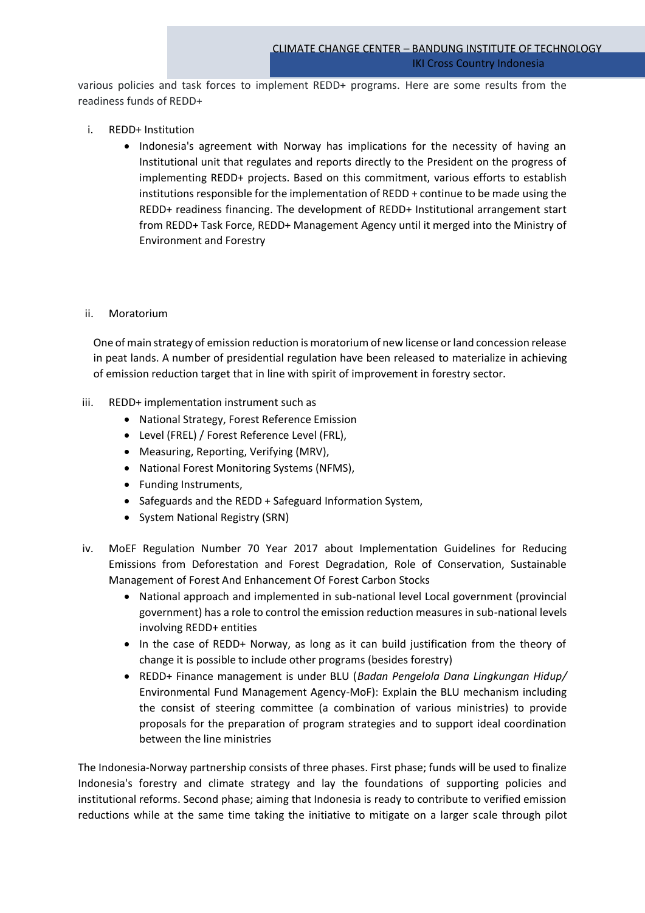various policies and task forces to implement REDD+ programs. Here are some results from the readiness funds of REDD+

i. REDD+ Institution
   - Indonesia's agreement with Norway has implications for the necessity of having an Institutional unit that regulates and reports directly to the President on the progress of implementing REDD+ projects. Based on this commitment, various efforts to establish institutions responsible for the implementation of REDD + continue to be made using the REDD+ readiness financing. The development of REDD+ Institutional arrangement start from REDD+ Task Force, REDD+ Management Agency until it merged into the Ministry of Environment and Forestry

ii. Moratorium

One of main strategy of emission reduction is moratorium of new license or land concession release in peat lands. A number of presidential regulation have been released to materialize in achieving of emission reduction target that in line with spirit of improvement in forestry sector.

iii. REDD+ implementation instrument such as
   - National Strategy, Forest Reference Emission
   - Level (FREL) / Forest Reference Level (FRL),
   - Measuring, Reporting, Verifying (MRV),
   - National Forest Monitoring Systems (NFMS),
   - Funding Instruments,
   - Safeguards and the REDD + Safeguard Information System,
   - System National Registry (SRN)

iv. MoEF Regulation Number 70 Year 2017 about Implementation Guidelines for Reducing Emissions from Deforestation and Forest Degradation, Role of Conservation, Sustainable Management of Forest And Enhancement Of Forest Carbon Stocks
   - National approach and implemented in sub-national level Local government (provincial government) has a role to control the emission reduction measures in sub-national levels involving REDD+ entities
   - In the case of REDD+ Norway, as long as it can build justification from the theory of change it is possible to include other programs (besides forestry)
   - REDD+ Finance management is under BLU (*Badan Pengelola Dana Lingkungan Hidup/* Environmental Fund Management Agency-MoF): Explain the BLU mechanism including the consist of steering committee (a combination of various ministries) to provide proposals for the preparation of program strategies and to support ideal coordination between the line ministries

The Indonesia-Norway partnership consists of three phases. First phase; funds will be used to finalize Indonesia's forestry and climate strategy and lay the foundations of supporting policies and institutional reforms. Second phase; aiming that Indonesia is ready to contribute to verified emission reductions while at the same time taking the initiative to mitigate on a larger scale through pilot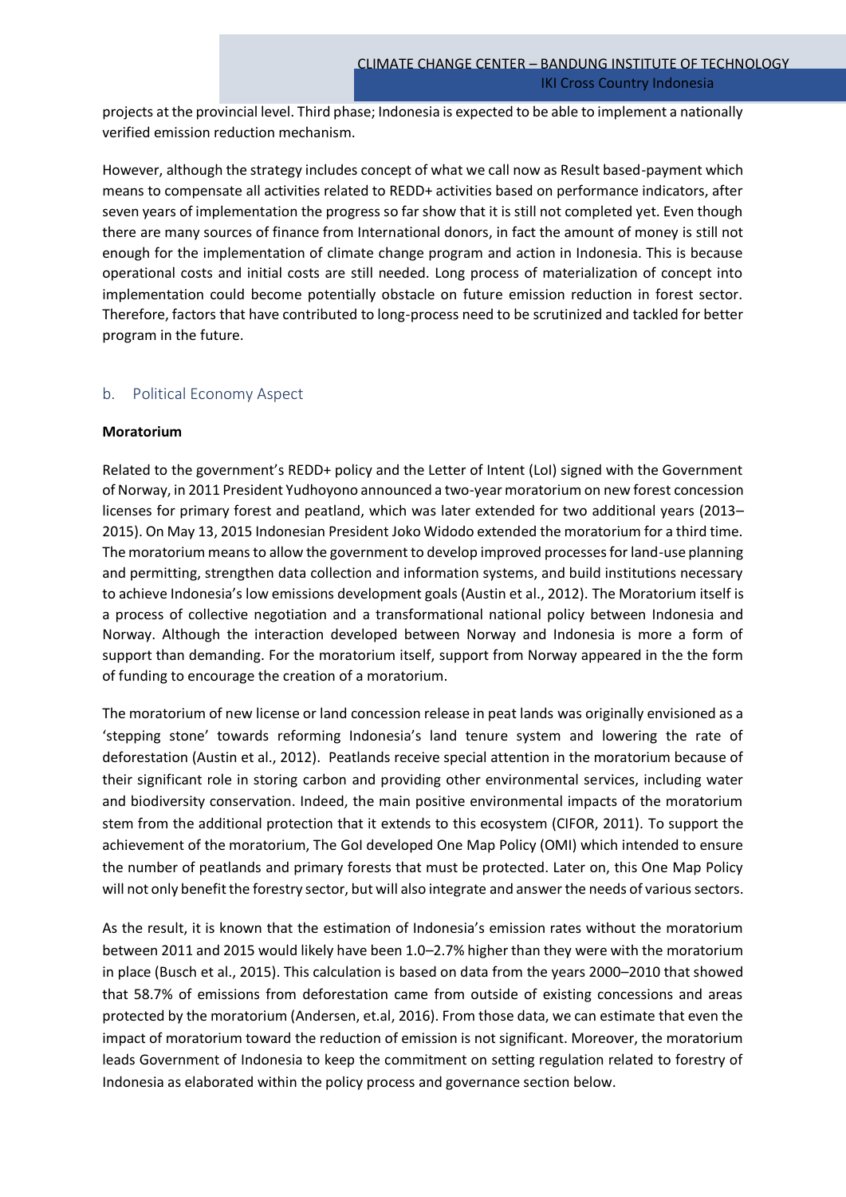projects at the provincial level. Third phase; Indonesia is expected to be able to implement a nationally verified emission reduction mechanism.

However, although the strategy includes concept of what we call now as Result based-payment which means to compensate all activities related to REDD+ activities based on performance indicators, after seven years of implementation the progress so far show that it is still not completed yet. Even though there are many sources of finance from International donors, in fact the amount of money is still not enough for the implementation of climate change program and action in Indonesia. This is because operational costs and initial costs are still needed. Long process of materialization of concept into implementation could become potentially obstacle on future emission reduction in forest sector. Therefore, factors that have contributed to long-process need to be scrutinized and tackled for better program in the future.

## b. Political Economy Aspect

**Moratorium**

Related to the government's REDD+ policy and the Letter of Intent (LoI) signed with the Government of Norway, in 2011 President Yudhoyono announced a two-year moratorium on new forest concession licenses for primary forest and peatland, which was later extended for two additional years (2013–2015). On May 13, 2015 Indonesian President Joko Widodo extended the moratorium for a third time. The moratorium means to allow the government to develop improved processes for land-use planning and permitting, strengthen data collection and information systems, and build institutions necessary to achieve Indonesia's low emissions development goals (Austin et al., 2012). The Moratorium itself is a process of collective negotiation and a transformational national policy between Indonesia and Norway. Although the interaction developed between Norway and Indonesia is more a form of support than demanding. For the moratorium itself, support from Norway appeared in the the form of funding to encourage the creation of a moratorium.

The moratorium of new license or land concession release in peat lands was originally envisioned as a 'stepping stone' towards reforming Indonesia's land tenure system and lowering the rate of deforestation (Austin et al., 2012). Peatlands receive special attention in the moratorium because of their significant role in storing carbon and providing other environmental services, including water and biodiversity conservation. Indeed, the main positive environmental impacts of the moratorium stem from the additional protection that it extends to this ecosystem (CIFOR, 2011). To support the achievement of the moratorium, The GoI developed One Map Policy (OMI) which intended to ensure the number of peatlands and primary forests that must be protected. Later on, this One Map Policy will not only benefit the forestry sector, but will also integrate and answer the needs of various sectors.

As the result, it is known that the estimation of Indonesia's emission rates without the moratorium between 2011 and 2015 would likely have been 1.0–2.7% higher than they were with the moratorium in place (Busch et al., 2015). This calculation is based on data from the years 2000–2010 that showed that 58.7% of emissions from deforestation came from outside of existing concessions and areas protected by the moratorium (Andersen, et.al, 2016). From those data, we can estimate that even the impact of moratorium toward the reduction of emission is not significant. Moreover, the moratorium leads Government of Indonesia to keep the commitment on setting regulation related to forestry of Indonesia as elaborated within the policy process and governance section below.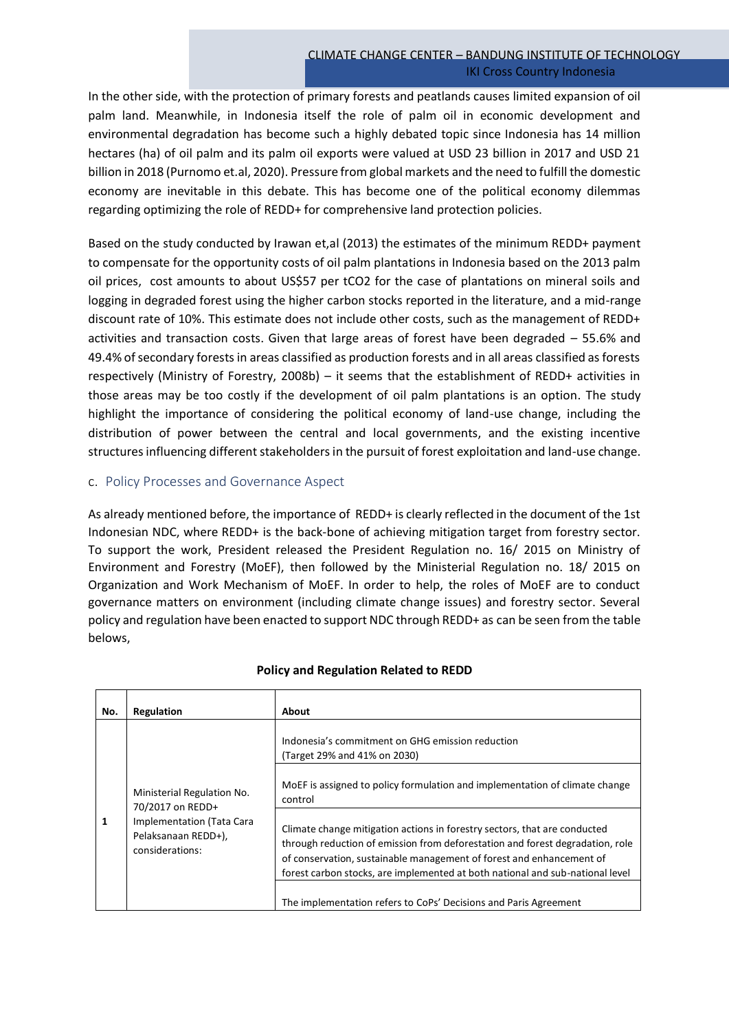In the other side, with the protection of primary forests and peatlands causes limited expansion of oil palm land. Meanwhile, in Indonesia itself the role of palm oil in economic development and environmental degradation has become such a highly debated topic since Indonesia has 14 million hectares (ha) of oil palm and its palm oil exports were valued at USD 23 billion in 2017 and USD 21 billion in 2018 (Purnomo et.al, 2020). Pressure from global markets and the need to fulfill the domestic economy are inevitable in this debate. This has become one of the political economy dilemmas regarding optimizing the role of REDD+ for comprehensive land protection policies.

Based on the study conducted by Irawan et,al (2013) the estimates of the minimum REDD+ payment to compensate for the opportunity costs of oil palm plantations in Indonesia based on the 2013 palm oil prices, cost amounts to about US$57 per $tCO_2$ for the case of plantations on mineral soils and logging in degraded forest using the higher carbon stocks reported in the literature, and a mid-range discount rate of 10%. This estimate does not include other costs, such as the management of REDD+ activities and transaction costs. Given that large areas of forest have been degraded – 55.6% and 49.4% of secondary forests in areas classified as production forests and in all areas classified as forests respectively (Ministry of Forestry, 2008b) – it seems that the establishment of REDD+ activities in those areas may be too costly if the development of oil palm plantations is an option. The study highlight the importance of considering the political economy of land-use change, including the distribution of power between the central and local governments, and the existing incentive structures influencing different stakeholders in the pursuit of forest exploitation and land-use change.

## c. Policy Processes and Governance Aspect

As already mentioned before, the importance of REDD+ is clearly reflected in the document of the 1st Indonesian NDC, where REDD+ is the back-bone of achieving mitigation target from forestry sector. To support the work, President released the President Regulation no. 16/ 2015 on Ministry of Environment and Forestry (MoEF), then followed by the Ministerial Regulation no. 18/ 2015 on Organization and Work Mechanism of MoEF. In order to help, the roles of MoEF are to conduct governance matters on environment (including climate change issues) and forestry sector. Several policy and regulation have been enacted to support NDC through REDD+ as can be seen from the table belows,

**Policy and Regulation Related to REDD**

| No. | Regulation | About |
|---|---|---|
| 1 | Ministerial Regulation No. 70/2017 on REDD+ Implementation (Tata Cara Pelaksanaan REDD+), considerations: | Indonesia's commitment on GHG emission reduction (Target 29% and 41% on 2030) |
| | | MoEF is assigned to policy formulation and implementation of climate change control |
| | | Climate change mitigation actions in forestry sectors, that are conducted through reduction of emission from deforestation and forest degradation, role of conservation, sustainable management of forest and enhancement of forest carbon stocks, are implemented at both national and sub-national level |
| | | The implementation refers to CoPs' Decisions and Paris Agreement |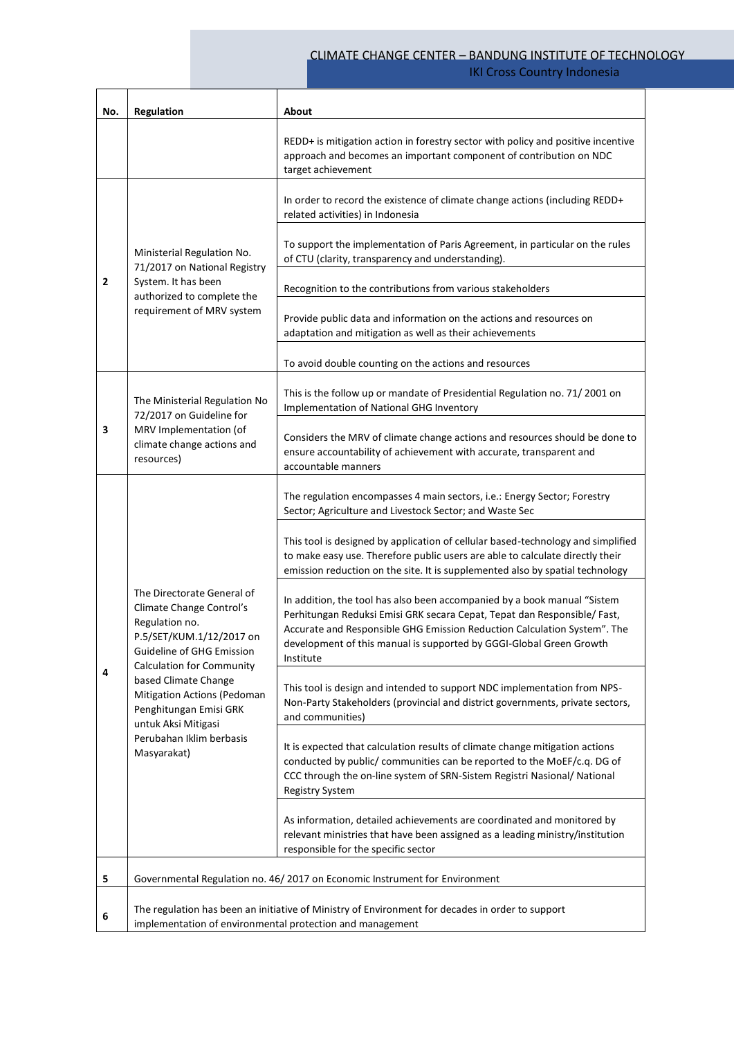| No. | Regulation | About |
|---|---|---|
| | | REDD+ is mitigation action in forestry sector with policy and positive incentive approach and becomes an important component of contribution on NDC target achievement |
| 2 | Ministerial Regulation No. 71/2017 on National Registry System. It has been authorized to complete the requirement of MRV system | In order to record the existence of climate change actions (including REDD+ related activities) in Indonesia |
| | | To support the implementation of Paris Agreement, in particular on the rules of CTU (clarity, transparency and understanding). |
| | | Recognition to the contributions from various stakeholders |
| | | Provide public data and information on the actions and resources on adaptation and mitigation as well as their achievements |
| | | To avoid double counting on the actions and resources |
| 3 | The Ministerial Regulation No 72/2017 on Guideline for MRV Implementation (of climate change actions and resources) | This is the follow up or mandate of Presidential Regulation no. 71/ 2001 on Implementation of National GHG Inventory |
| | | Considers the MRV of climate change actions and resources should be done to ensure accountability of achievement with accurate, transparent and accountable manners |
| 4 | The Directorate General of Climate Change Control's Regulation no. P.5/SET/KUM.1/12/2017 on Guideline of GHG Emission Calculation for Community based Climate Change Mitigation Actions (Pedoman Penghitungan Emisi GRK untuk Aksi Mitigasi Perubahan Iklim berbasis Masyarakat) | The regulation encompasses 4 main sectors, i.e.: Energy Sector; Forestry Sector; Agriculture and Livestock Sector; and Waste Sec |
| | | This tool is designed by application of cellular based-technology and simplified to make easy use. Therefore public users are able to calculate directly their emission reduction on the site. It is supplemented also by spatial technology |
| | | In addition, the tool has also been accompanied by a book manual "Sistem Perhitungan Reduksi Emisi GRK secara Cepat, Tepat dan Responsible/ Fast, Accurate and Responsible GHG Emission Reduction Calculation System". The development of this manual is supported by GGGI-Global Green Growth Institute |
| | | This tool is design and intended to support NDC implementation from NPS-Non-Party Stakeholders (provincial and district governments, private sectors, and communities) |
| | | It is expected that calculation results of climate change mitigation actions conducted by public/ communities can be reported to the MoEF/c.q. DG of CCC through the on-line system of SRN-Sistem Registri Nasional/ National Registry System |
| | | As information, detailed achievements are coordinated and monitored by relevant ministries that have been assigned as a leading ministry/institution responsible for the specific sector |
| 5 | Governmental Regulation no. 46/ 2017 on Economic Instrument for Environment | |
| 6 | The regulation has been an initiative of Ministry of Environment for decades in order to support implementation of environmental protection and management | |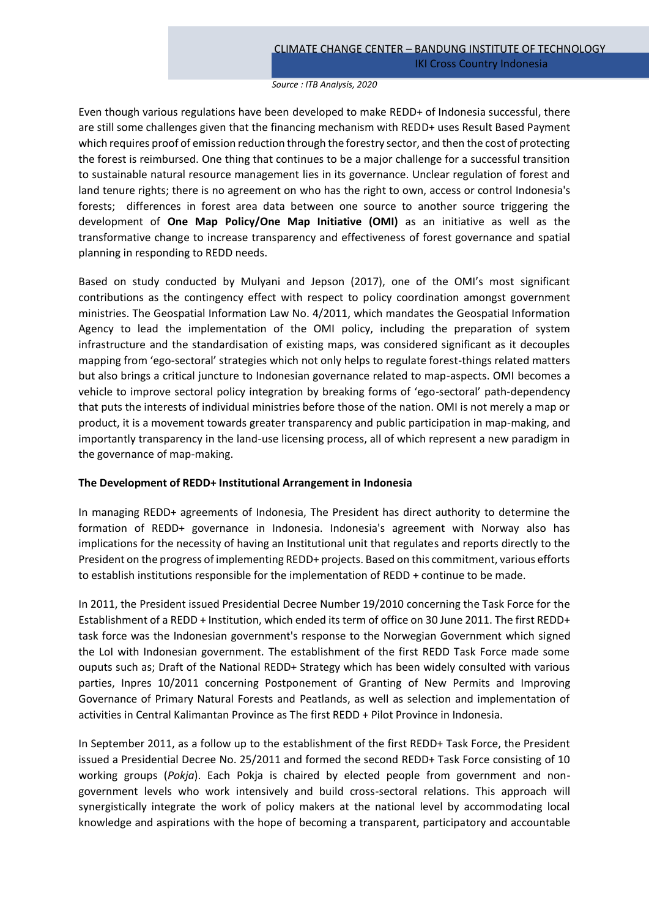*Source : ITB Analysis, 2020*

Even though various regulations have been developed to make REDD+ of Indonesia successful, there are still some challenges given that the financing mechanism with REDD+ uses Result Based Payment which requires proof of emission reduction through the forestry sector, and then the cost of protecting the forest is reimbursed. One thing that continues to be a major challenge for a successful transition to sustainable natural resource management lies in its governance. Unclear regulation of forest and land tenure rights; there is no agreement on who has the right to own, access or control Indonesia's forests; differences in forest area data between one source to another source triggering the development of **One Map Policy/One Map Initiative (OMI)** as an initiative as well as the transformative change to increase transparency and effectiveness of forest governance and spatial planning in responding to REDD needs.

Based on study conducted by Mulyani and Jepson (2017), one of the OMI's most significant contributions as the contingency effect with respect to policy coordination amongst government ministries. The Geospatial Information Law No. 4/2011, which mandates the Geospatial Information Agency to lead the implementation of the OMI policy, including the preparation of system infrastructure and the standardisation of existing maps, was considered significant as it decouples mapping from 'ego-sectoral' strategies which not only helps to regulate forest-things related matters but also brings a critical juncture to Indonesian governance related to map-aspects. OMI becomes a vehicle to improve sectoral policy integration by breaking forms of 'ego-sectoral' path-dependency that puts the interests of individual ministries before those of the nation. OMI is not merely a map or product, it is a movement towards greater transparency and public participation in map-making, and importantly transparency in the land-use licensing process, all of which represent a new paradigm in the governance of map-making.

**The Development of REDD+ Institutional Arrangement in Indonesia**

In managing REDD+ agreements of Indonesia, The President has direct authority to determine the formation of REDD+ governance in Indonesia. Indonesia's agreement with Norway also has implications for the necessity of having an Institutional unit that regulates and reports directly to the President on the progress of implementing REDD+ projects. Based on this commitment, various efforts to establish institutions responsible for the implementation of REDD + continue to be made.

In 2011, the President issued Presidential Decree Number 19/2010 concerning the Task Force for the Establishment of a REDD + Institution, which ended its term of office on 30 June 2011. The first REDD+ task force was the Indonesian government's response to the Norwegian Government which signed the LoI with Indonesian government. The establishment of the first REDD Task Force made some ouputs such as; Draft of the National REDD+ Strategy which has been widely consulted with various parties, Inpres 10/2011 concerning Postponement of Granting of New Permits and Improving Governance of Primary Natural Forests and Peatlands, as well as selection and implementation of activities in Central Kalimantan Province as The first REDD + Pilot Province in Indonesia.

In September 2011, as a follow up to the establishment of the first REDD+ Task Force, the President issued a Presidential Decree No. 25/2011 and formed the second REDD+ Task Force consisting of 10 working groups (*Pokja*). Each Pokja is chaired by elected people from government and non-government levels who work intensively and build cross-sectoral relations. This approach will synergistically integrate the work of policy makers at the national level by accommodating local knowledge and aspirations with the hope of becoming a transparent, participatory and accountable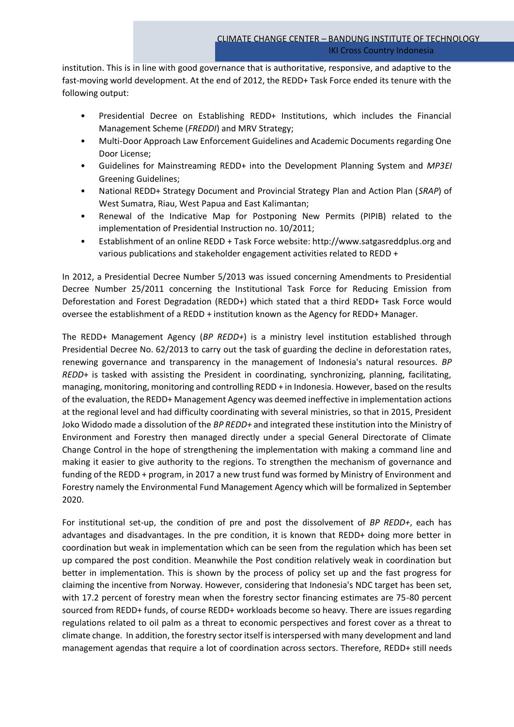institution. This is in line with good governance that is authoritative, responsive, and adaptive to the fast-moving world development. At the end of 2012, the REDD+ Task Force ended its tenure with the following output:

- Presidential Decree on Establishing REDD+ Institutions, which includes the Financial Management Scheme (*FREDDI*) and MRV Strategy;
- Multi-Door Approach Law Enforcement Guidelines and Academic Documents regarding One Door License;
- Guidelines for Mainstreaming REDD+ into the Development Planning System and *MP3EI* Greening Guidelines;
- National REDD+ Strategy Document and Provincial Strategy Plan and Action Plan (*SRAP*) of West Sumatra, Riau, West Papua and East Kalimantan;
- Renewal of the Indicative Map for Postponing New Permits (PIPIB) related to the implementation of Presidential Instruction no. 10/2011;
- Establishment of an online REDD + Task Force website: http://www.satgasreddplus.org and various publications and stakeholder engagement activities related to REDD +

In 2012, a Presidential Decree Number 5/2013 was issued concerning Amendments to Presidential Decree Number 25/2011 concerning the Institutional Task Force for Reducing Emission from Deforestation and Forest Degradation (REDD+) which stated that a third REDD+ Task Force would oversee the establishment of a REDD + institution known as the Agency for REDD+ Manager.

The REDD+ Management Agency (*BP REDD+*) is a ministry level institution established through Presidential Decree No. 62/2013 to carry out the task of guarding the decline in deforestation rates, renewing governance and transparency in the management of Indonesia's natural resources. *BP REDD+* is tasked with assisting the President in coordinating, synchronizing, planning, facilitating, managing, monitoring, monitoring and controlling REDD + in Indonesia. However, based on the results of the evaluation, the REDD+ Management Agency was deemed ineffective in implementation actions at the regional level and had difficulty coordinating with several ministries, so that in 2015, President Joko Widodo made a dissolution of the *BP REDD+* and integrated these institution into the Ministry of Environment and Forestry then managed directly under a special General Directorate of Climate Change Control in the hope of strengthening the implementation with making a command line and making it easier to give authority to the regions. To strengthen the mechanism of governance and funding of the REDD + program, in 2017 a new trust fund was formed by Ministry of Environment and Forestry namely the Environmental Fund Management Agency which will be formalized in September 2020.

For institutional set-up, the condition of pre and post the dissolvement of *BP REDD+*, each has advantages and disadvantages. In the pre condition, it is known that REDD+ doing more better in coordination but weak in implementation which can be seen from the regulation which has been set up compared the post condition. Meanwhile the Post condition relatively weak in coordination but better in implementation. This is shown by the process of policy set up and the fast progress for claiming the incentive from Norway. However, considering that Indonesia's NDC target has been set, with 17.2 percent of forestry mean when the forestry sector financing estimates are 75-80 percent sourced from REDD+ funds, of course REDD+ workloads become so heavy. There are issues regarding regulations related to oil palm as a threat to economic perspectives and forest cover as a threat to climate change. In addition, the forestry sector itself is interspersed with many development and land management agendas that require a lot of coordination across sectors. Therefore, REDD+ still needs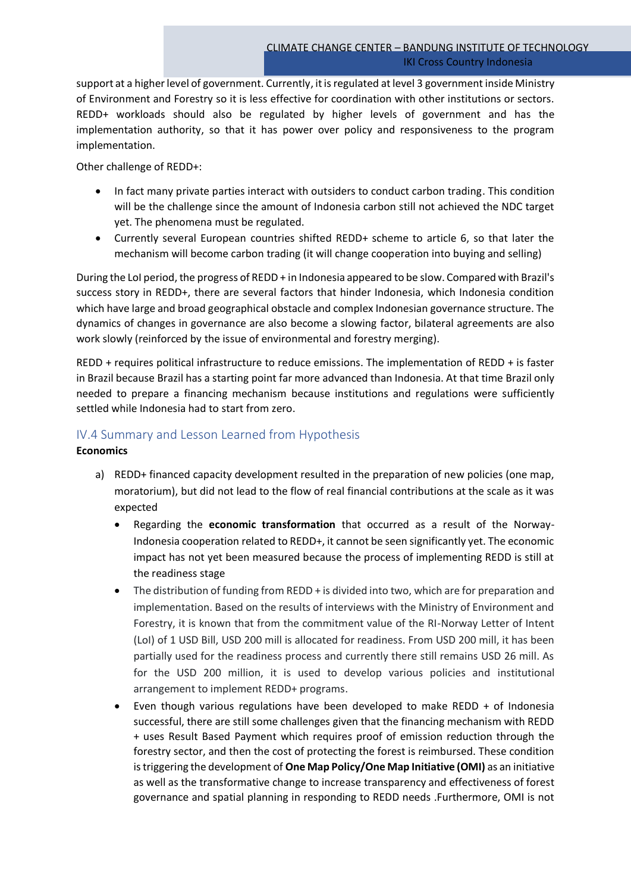support at a higher level of government. Currently, it is regulated at level 3 government inside Ministry of Environment and Forestry so it is less effective for coordination with other institutions or sectors. REDD+ workloads should also be regulated by higher levels of government and has the implementation authority, so that it has power over policy and responsiveness to the program implementation.

Other challenge of REDD+:

- In fact many private parties interact with outsiders to conduct carbon trading. This condition will be the challenge since the amount of Indonesia carbon still not achieved the NDC target yet. The phenomena must be regulated.
- Currently several European countries shifted REDD+ scheme to article 6, so that later the mechanism will become carbon trading (it will change cooperation into buying and selling)

During the LoI period, the progress of REDD + in Indonesia appeared to be slow. Compared with Brazil's success story in REDD+, there are several factors that hinder Indonesia, which Indonesia condition which have large and broad geographical obstacle and complex Indonesian governance structure. The dynamics of changes in governance are also become a slowing factor, bilateral agreements are also work slowly (reinforced by the issue of environmental and forestry merging).

REDD + requires political infrastructure to reduce emissions. The implementation of REDD + is faster in Brazil because Brazil has a starting point far more advanced than Indonesia. At that time Brazil only needed to prepare a financing mechanism because institutions and regulations were sufficiently settled while Indonesia had to start from zero.

## IV.4 Summary and Lesson Learned from Hypothesis

**Economics**

a) REDD+ financed capacity development resulted in the preparation of new policies (one map, moratorium), but did not lead to the flow of real financial contributions at the scale as it was expected

   - Regarding the **economic transformation** that occurred as a result of the Norway-Indonesia cooperation related to REDD+, it cannot be seen significantly yet. The economic impact has not yet been measured because the process of implementing REDD is still at the readiness stage
   - The distribution of funding from REDD + is divided into two, which are for preparation and implementation. Based on the results of interviews with the Ministry of Environment and Forestry, it is known that from the commitment value of the RI-Norway Letter of Intent (LoI) of 1 USD Bill, USD 200 mill is allocated for readiness. From USD 200 mill, it has been partially used for the readiness process and currently there still remains USD 26 mill. As for the USD 200 million, it is used to develop various policies and institutional arrangement to implement REDD+ programs.
   - Even though various regulations have been developed to make REDD + of Indonesia successful, there are still some challenges given that the financing mechanism with REDD + uses Result Based Payment which requires proof of emission reduction through the forestry sector, and then the cost of protecting the forest is reimbursed. These condition is triggering the development of **One Map Policy/One Map Initiative (OMI)** as an initiative as well as the transformative change to increase transparency and effectiveness of forest governance and spatial planning in responding to REDD needs .Furthermore, OMI is not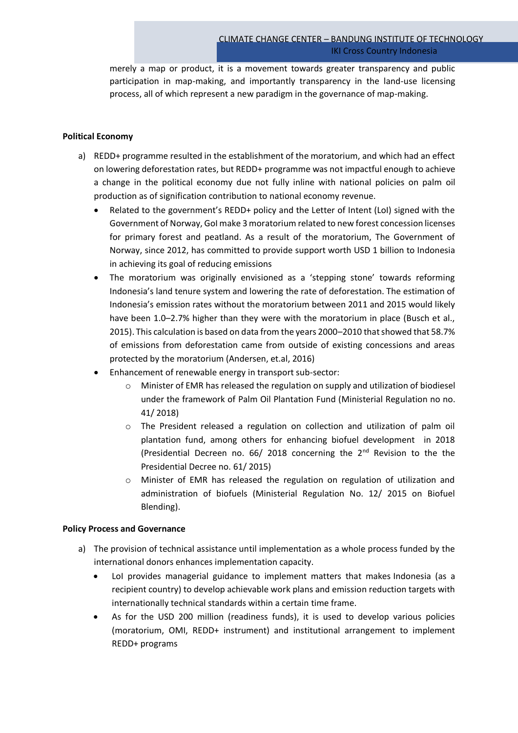merely a map or product, it is a movement towards greater transparency and public participation in map-making, and importantly transparency in the land-use licensing process, all of which represent a new paradigm in the governance of map-making.

**Political Economy**

a) REDD+ programme resulted in the establishment of the moratorium, and which had an effect on lowering deforestation rates, but REDD+ programme was not impactful enough to achieve a change in the political economy due not fully inline with national policies on palm oil production as of signification contribution to national economy revenue.
   - Related to the government's REDD+ policy and the Letter of Intent (LoI) signed with the Government of Norway, GoI make 3 moratorium related to new forest concession licenses for primary forest and peatland. As a result of the moratorium, The Government of Norway, since 2012, has committed to provide support worth USD 1 billion to Indonesia in achieving its goal of reducing emissions
   - The moratorium was originally envisioned as a 'stepping stone' towards reforming Indonesia's land tenure system and lowering the rate of deforestation. The estimation of Indonesia's emission rates without the moratorium between 2011 and 2015 would likely have been 1.0–2.7% higher than they were with the moratorium in place (Busch et al., 2015). This calculation is based on data from the years 2000–2010 that showed that 58.7% of emissions from deforestation came from outside of existing concessions and areas protected by the moratorium (Andersen, et.al, 2016)
   - Enhancement of renewable energy in transport sub-sector:
     - Minister of EMR has released the regulation on supply and utilization of biodiesel under the framework of Palm Oil Plantation Fund (Ministerial Regulation no no. 41/ 2018)
     - The President released a regulation on collection and utilization of palm oil plantation fund, among others for enhancing biofuel development in 2018 (Presidential Decreen no. 66/ 2018 concerning the 2nd Revision to the the Presidential Decree no. 61/ 2015)
     - Minister of EMR has released the regulation on regulation of utilization and administration of biofuels (Ministerial Regulation No. 12/ 2015 on Biofuel Blending).

**Policy Process and Governance**

a) The provision of technical assistance until implementation as a whole process funded by the international donors enhances implementation capacity.
   - LoI provides managerial guidance to implement matters that makes Indonesia (as a recipient country) to develop achievable work plans and emission reduction targets with internationally technical standards within a certain time frame.
   - As for the USD 200 million (readiness funds), it is used to develop various policies (moratorium, OMI, REDD+ instrument) and institutional arrangement to implement REDD+ programs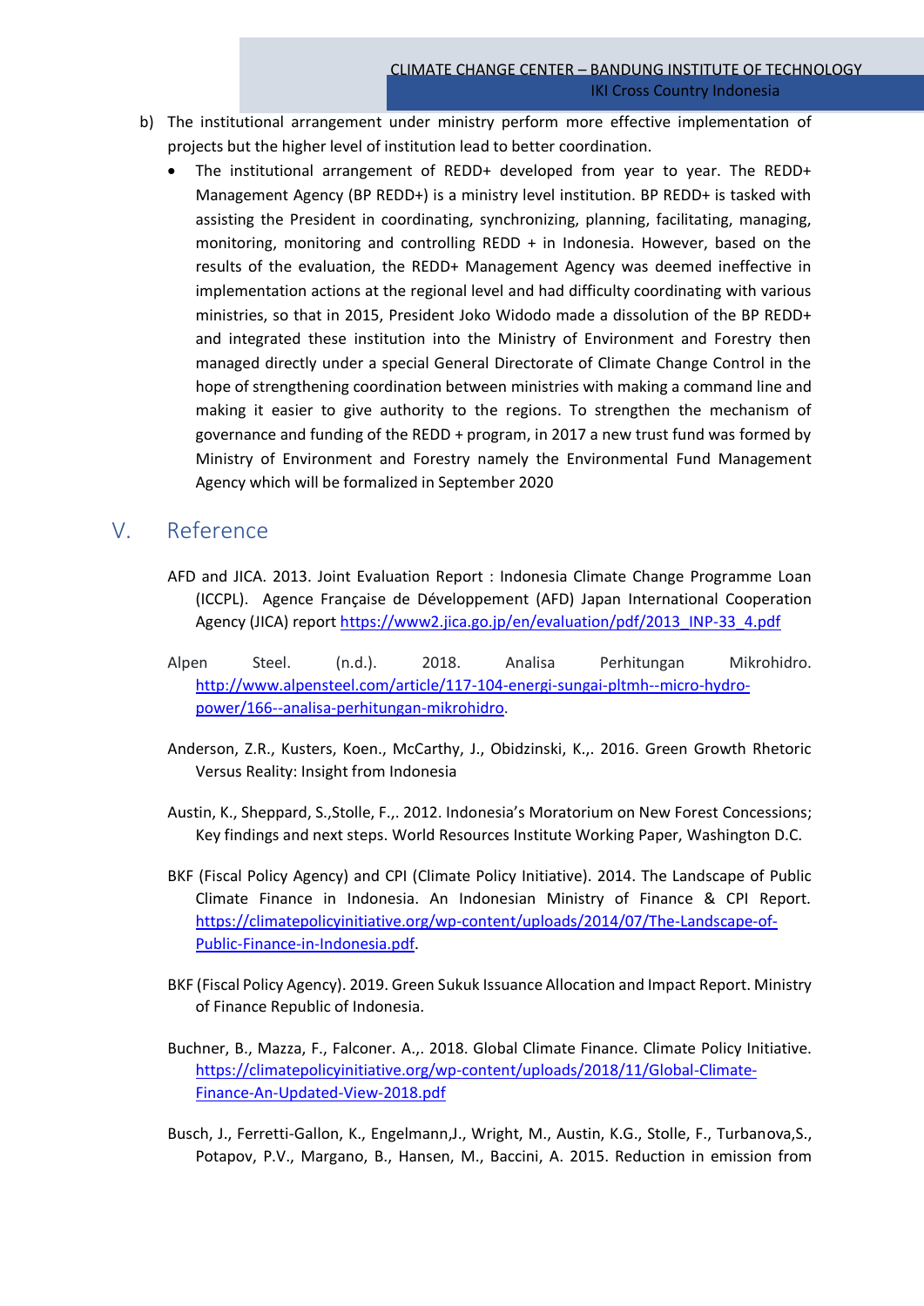b) The institutional arrangement under ministry perform more effective implementation of projects but the higher level of institution lead to better coordination.

- The institutional arrangement of REDD+ developed from year to year. The REDD+ Management Agency (BP REDD+) is a ministry level institution. BP REDD+ is tasked with assisting the President in coordinating, synchronizing, planning, facilitating, managing, monitoring, monitoring and controlling REDD + in Indonesia. However, based on the results of the evaluation, the REDD+ Management Agency was deemed ineffective in implementation actions at the regional level and had difficulty coordinating with various ministries, so that in 2015, President Joko Widodo made a dissolution of the BP REDD+ and integrated these institution into the Ministry of Environment and Forestry then managed directly under a special General Directorate of Climate Change Control in the hope of strengthening coordination between ministries with making a command line and making it easier to give authority to the regions. To strengthen the mechanism of governance and funding of the REDD + program, in 2017 a new trust fund was formed by Ministry of Environment and Forestry namely the Environmental Fund Management Agency which will be formalized in September 2020

# V. Reference

AFD and JICA. 2013. Joint Evaluation Report : Indonesia Climate Change Programme Loan (ICCPL). Agence Française de Développement (AFD) Japan International Cooperation Agency (JICA) report https://www2.jica.go.jp/en/evaluation/pdf/2013_INP-33_4.pdf

Alpen Steel. (n.d.). 2018. Analisa Perhitungan Mikrohidro. http://www.alpensteel.com/article/117-104-energi-sungai-pltmh--micro-hydro-power/166--analisa-perhitungan-mikrohidro.

Anderson, Z.R., Kusters, Koen., McCarthy, J., Obidzinski, K.,. 2016. Green Growth Rhetoric Versus Reality: Insight from Indonesia

Austin, K., Sheppard, S.,Stolle, F.,. 2012. Indonesia's Moratorium on New Forest Concessions; Key findings and next steps. World Resources Institute Working Paper, Washington D.C.

BKF (Fiscal Policy Agency) and CPI (Climate Policy Initiative). 2014. The Landscape of Public Climate Finance in Indonesia. An Indonesian Ministry of Finance & CPI Report. https://climatepolicyinitiative.org/wp-content/uploads/2014/07/The-Landscape-of-Public-Finance-in-Indonesia.pdf.

BKF (Fiscal Policy Agency). 2019. Green Sukuk Issuance Allocation and Impact Report. Ministry of Finance Republic of Indonesia.

Buchner, B., Mazza, F., Falconer. A.,. 2018. Global Climate Finance. Climate Policy Initiative. https://climatepolicyinitiative.org/wp-content/uploads/2018/11/Global-Climate-Finance-An-Updated-View-2018.pdf

Busch, J., Ferretti-Gallon, K., Engelmann,J., Wright, M., Austin, K.G., Stolle, F., Turbanova,S., Potapov, P.V., Margano, B., Hansen, M., Baccini, A. 2015. Reduction in emission from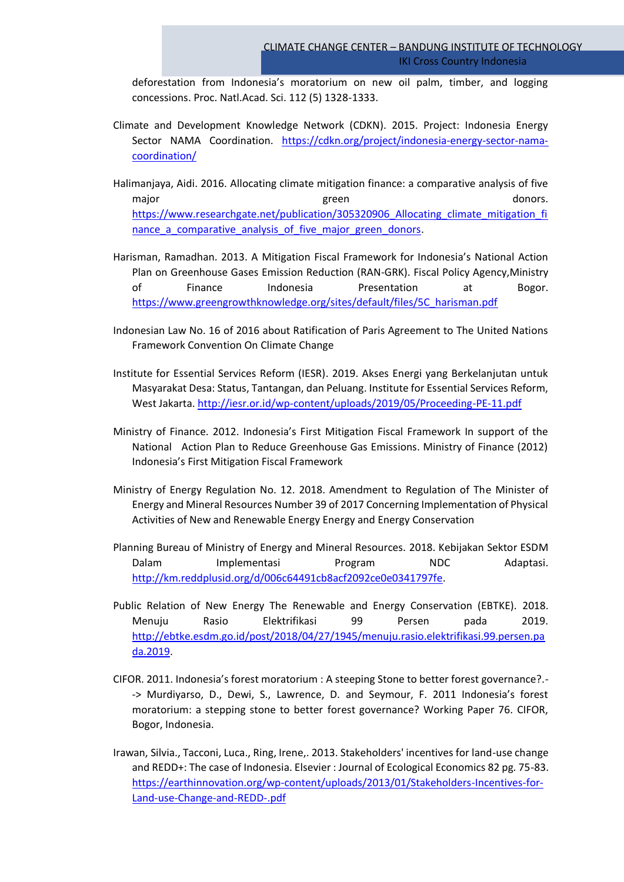deforestation from Indonesia's moratorium on new oil palm, timber, and logging concessions. Proc. Natl.Acad. Sci. 112 (5) 1328-1333.

Climate and Development Knowledge Network (CDKN). 2015. Project: Indonesia Energy Sector NAMA Coordination. https://cdkn.org/project/indonesia-energy-sector-nama-coordination/

Halimanjaya, Aidi. 2016. Allocating climate mitigation finance: a comparative analysis of five major green donors. https://www.researchgate.net/publication/305320906_Allocating_climate_mitigation_finance_a_comparative_analysis_of_five_major_green_donors.

Harisman, Ramadhan. 2013. A Mitigation Fiscal Framework for Indonesia's National Action Plan on Greenhouse Gases Emission Reduction (RAN-GRK). Fiscal Policy Agency,Ministry of Finance Indonesia Presentation at Bogor. https://www.greengrowthknowledge.org/sites/default/files/5C_harisman.pdf

Indonesian Law No. 16 of 2016 about Ratification of Paris Agreement to The United Nations Framework Convention On Climate Change

Institute for Essential Services Reform (IESR). 2019. Akses Energi yang Berkelanjutan untuk Masyarakat Desa: Status, Tantangan, dan Peluang. Institute for Essential Services Reform, West Jakarta. http://iesr.or.id/wp-content/uploads/2019/05/Proceeding-PE-11.pdf

Ministry of Finance. 2012. Indonesia's First Mitigation Fiscal Framework In support of the National Action Plan to Reduce Greenhouse Gas Emissions. Ministry of Finance (2012) Indonesia's First Mitigation Fiscal Framework

Ministry of Energy Regulation No. 12. 2018. Amendment to Regulation of The Minister of Energy and Mineral Resources Number 39 of 2017 Concerning Implementation of Physical Activities of New and Renewable Energy Energy and Energy Conservation

Planning Bureau of Ministry of Energy and Mineral Resources. 2018. Kebijakan Sektor ESDM Dalam Implementasi Program NDC Adaptasi. http://km.reddplusid.org/d/006c64491cb8acf2092ce0e0341797fe.

Public Relation of New Energy The Renewable and Energy Conservation (EBTKE). 2018. Menuju Rasio Elektrifikasi 99 Persen pada 2019. http://ebtke.esdm.go.id/post/2018/04/27/1945/menuju.rasio.elektrifikasi.99.persen.pada.2019.

CIFOR. 2011. Indonesia's forest moratorium : A steeping Stone to better forest governance?.--> Murdiyarso, D., Dewi, S., Lawrence, D. and Seymour, F. 2011 Indonesia's forest moratorium: a stepping stone to better forest governance? Working Paper 76. CIFOR, Bogor, Indonesia.

Irawan, Silvia., Tacconi, Luca., Ring, Irene,. 2013. Stakeholders' incentives for land-use change and REDD+: The case of Indonesia. Elsevier : Journal of Ecological Economics 82 pg. 75-83. https://earthinnovation.org/wp-content/uploads/2013/01/Stakeholders-Incentives-for-Land-use-Change-and-REDD-.pdf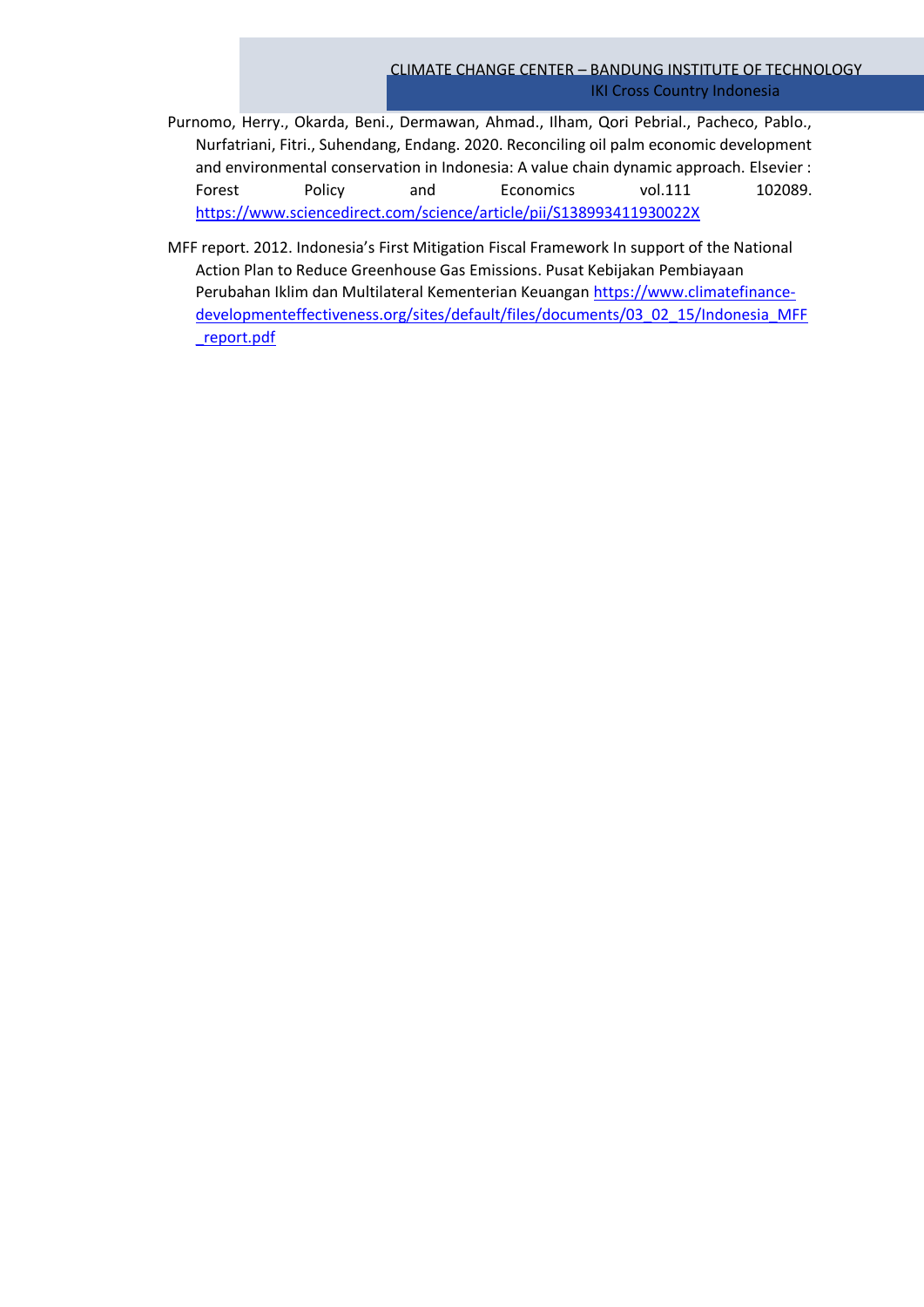Purnomo, Herry., Okarda, Beni., Dermawan, Ahmad., Ilham, Qori Pebrial., Pacheco, Pablo., Nurfatriani, Fitri., Suhendang, Endang. 2020. Reconciling oil palm economic development and environmental conservation in Indonesia: A value chain dynamic approach. Elsevier : Forest Policy and Economics vol.111 102089. https://www.sciencedirect.com/science/article/pii/S138993411930022X

MFF report. 2012. Indonesia's First Mitigation Fiscal Framework In support of the National Action Plan to Reduce Greenhouse Gas Emissions. Pusat Kebijakan Pembiayaan Perubahan Iklim dan Multilateral Kementerian Keuangan https://www.climatefinance-developmenteffectiveness.org/sites/default/files/documents/03_02_15/Indonesia_MFF_report.pdf